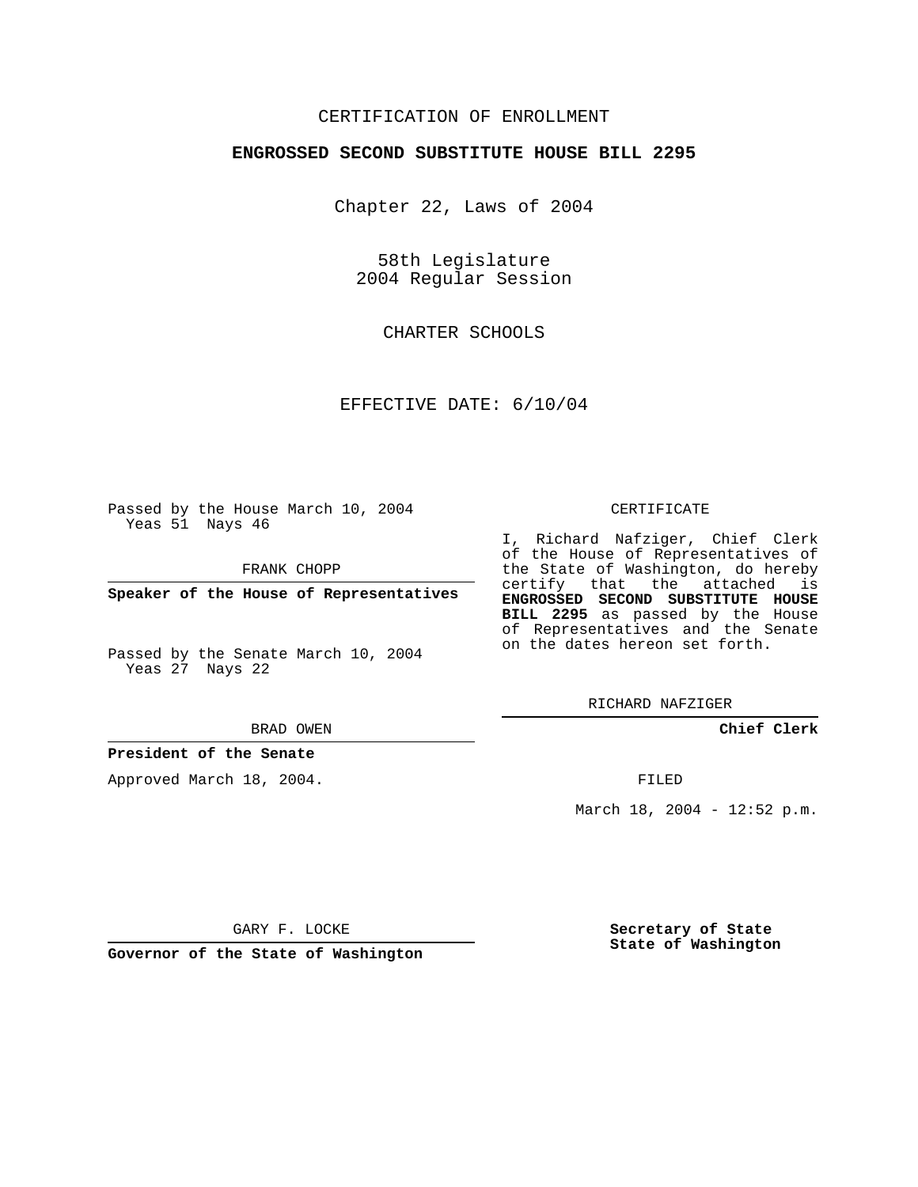CERTIFICATION OF ENROLLMENT

**ENGROSSED SECOND SUBSTITUTE HOUSE BILL 2295**

Chapter 22, Laws of 2004

58th Legislature
2004 Regular Session

CHARTER SCHOOLS

EFFECTIVE DATE: 6/10/04

Passed by the House March 10, 2004
Yeas 51 Nays 46

FRANK CHOPP

**Speaker of the House of Representatives**

Passed by the Senate March 10, 2004
Yeas 27 Nays 22

BRAD OWEN

**President of the Senate**

Approved March 18, 2004.

GARY F. LOCKE

**Governor of the State of Washington**

CERTIFICATE

I, Richard Nafziger, Chief Clerk of the House of Representatives of the State of Washington, do hereby certify that the attached is **ENGROSSED SECOND SUBSTITUTE HOUSE BILL 2295** as passed by the House of Representatives and the Senate on the dates hereon set forth.

RICHARD NAFZIGER

**Chief Clerk**

FILED

March 18, 2004 - 12:52 p.m.

**Secretary of State**
**State of Washington**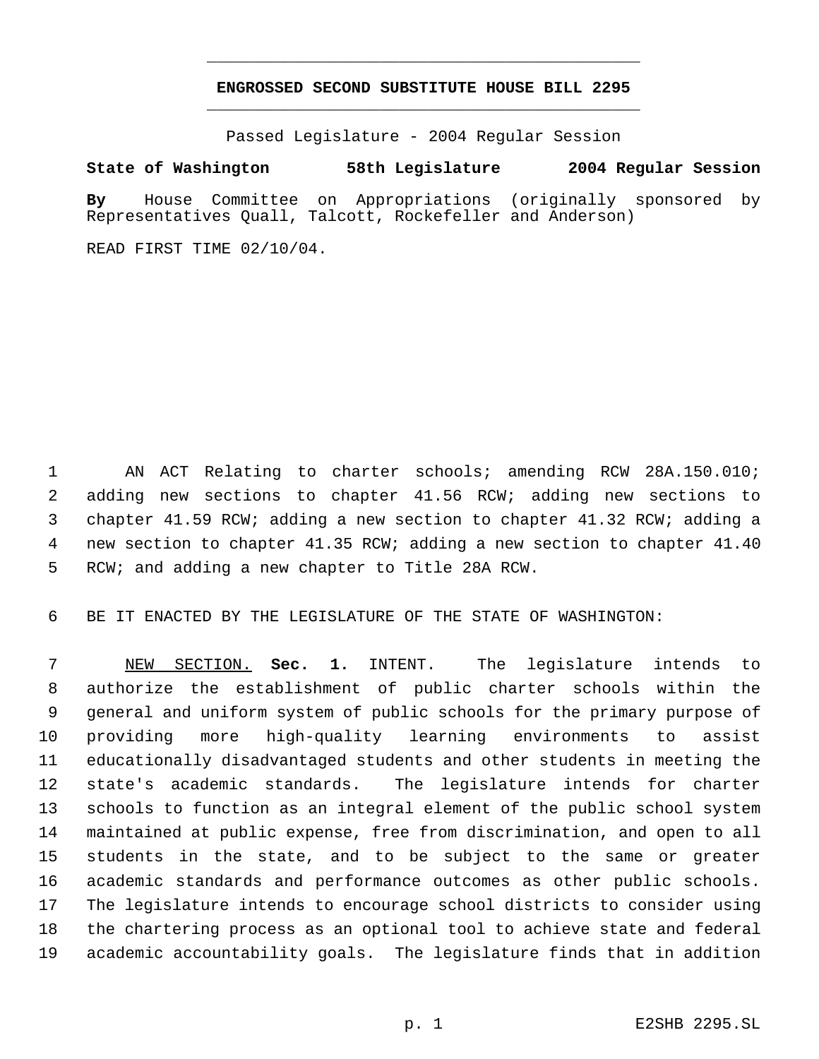**ENGROSSED SECOND SUBSTITUTE HOUSE BILL 2295**

Passed Legislature - 2004 Regular Session

**State of Washington 58th Legislature 2004 Regular Session**

**By** House Committee on Appropriations (originally sponsored by Representatives Quall, Talcott, Rockefeller and Anderson)

READ FIRST TIME 02/10/04.

AN ACT Relating to charter schools; amending RCW 28A.150.010; adding new sections to chapter 41.56 RCW; adding new sections to chapter 41.59 RCW; adding a new section to chapter 41.32 RCW; adding a new section to chapter 41.35 RCW; adding a new section to chapter 41.40 RCW; and adding a new chapter to Title 28A RCW.

BE IT ENACTED BY THE LEGISLATURE OF THE STATE OF WASHINGTON:

NEW SECTION. **Sec. 1.** INTENT. The legislature intends to authorize the establishment of public charter schools within the general and uniform system of public schools for the primary purpose of providing more high-quality learning environments to assist educationally disadvantaged students and other students in meeting the state's academic standards. The legislature intends for charter schools to function as an integral element of the public school system maintained at public expense, free from discrimination, and open to all students in the state, and to be subject to the same or greater academic standards and performance outcomes as other public schools. The legislature intends to encourage school districts to consider using the chartering process as an optional tool to achieve state and federal academic accountability goals. The legislature finds that in addition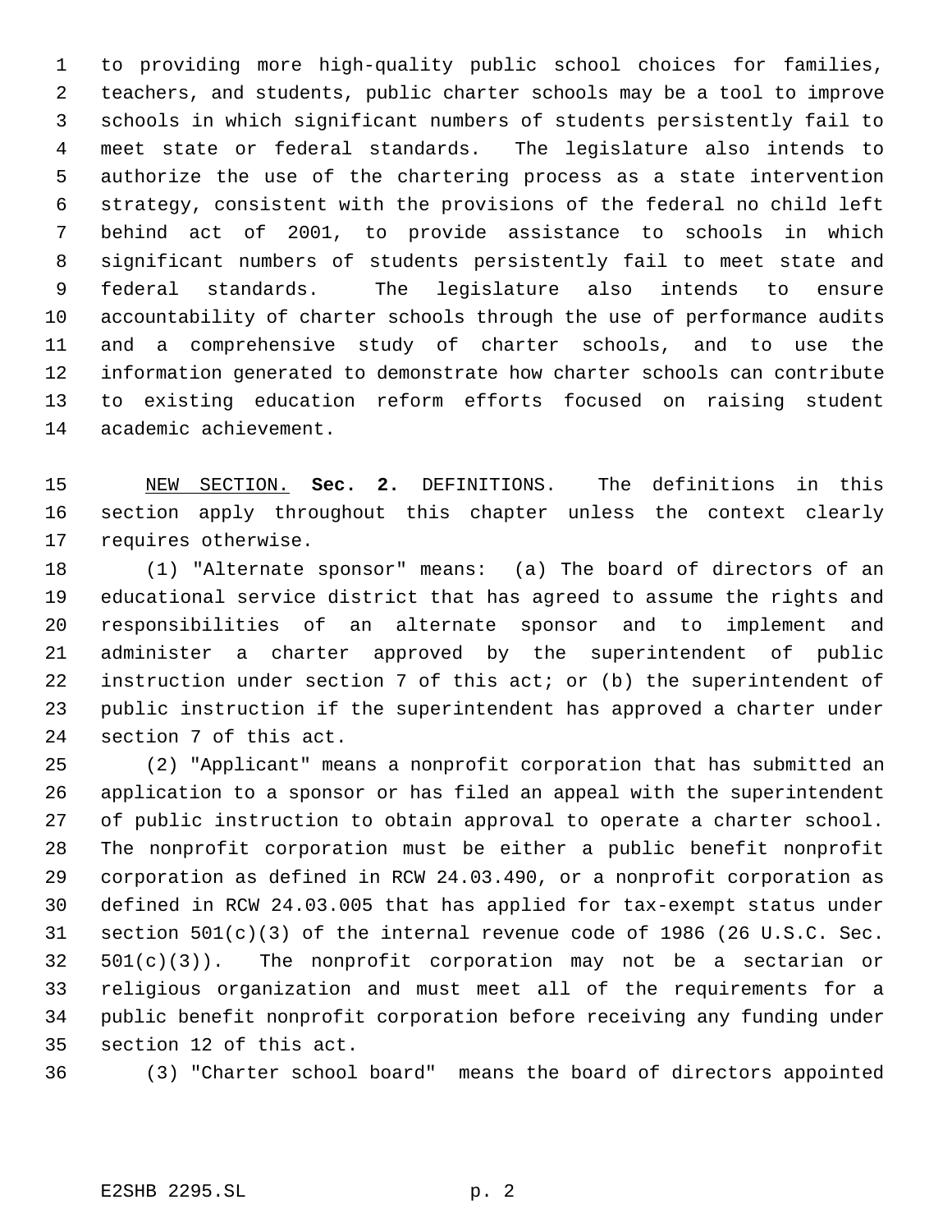to providing more high-quality public school choices for families, teachers, and students, public charter schools may be a tool to improve schools in which significant numbers of students persistently fail to meet state or federal standards. The legislature also intends to authorize the use of the chartering process as a state intervention strategy, consistent with the provisions of the federal no child left behind act of 2001, to provide assistance to schools in which significant numbers of students persistently fail to meet state and federal standards. The legislature also intends to ensure accountability of charter schools through the use of performance audits and a comprehensive study of charter schools, and to use the information generated to demonstrate how charter schools can contribute to existing education reform efforts focused on raising student academic achievement.

NEW SECTION. **Sec. 2.** DEFINITIONS. The definitions in this section apply throughout this chapter unless the context clearly requires otherwise.

(1) "Alternate sponsor" means: (a) The board of directors of an educational service district that has agreed to assume the rights and responsibilities of an alternate sponsor and to implement and administer a charter approved by the superintendent of public instruction under section 7 of this act; or (b) the superintendent of public instruction if the superintendent has approved a charter under section 7 of this act.

(2) "Applicant" means a nonprofit corporation that has submitted an application to a sponsor or has filed an appeal with the superintendent of public instruction to obtain approval to operate a charter school. The nonprofit corporation must be either a public benefit nonprofit corporation as defined in RCW 24.03.490, or a nonprofit corporation as defined in RCW 24.03.005 that has applied for tax-exempt status under section 501(c)(3) of the internal revenue code of 1986 (26 U.S.C. Sec. 501(c)(3)). The nonprofit corporation may not be a sectarian or religious organization and must meet all of the requirements for a public benefit nonprofit corporation before receiving any funding under section 12 of this act.

(3) "Charter school board" means the board of directors appointed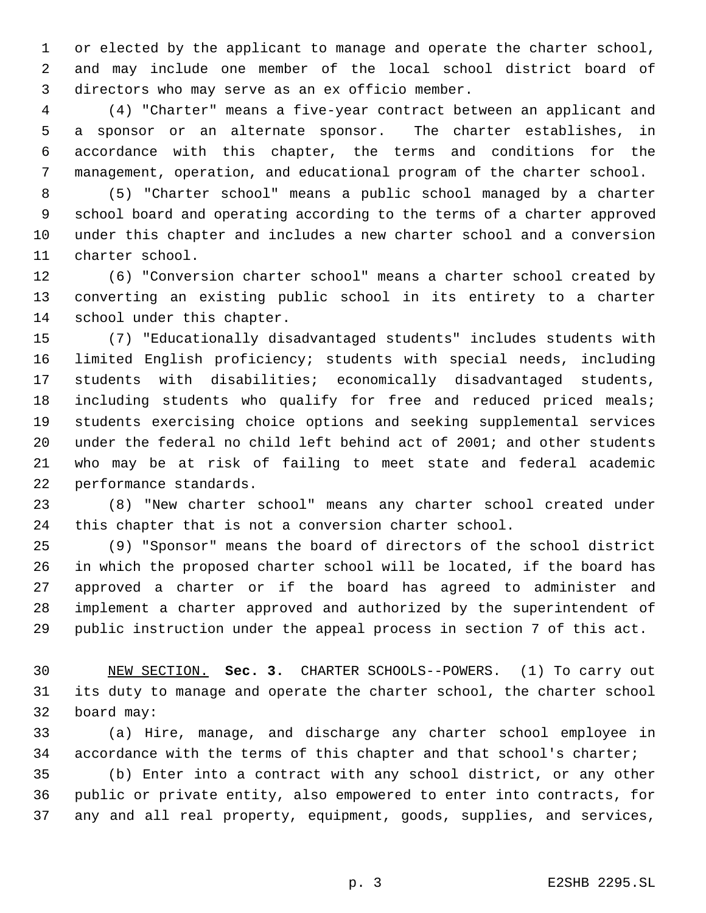or elected by the applicant to manage and operate the charter school, and may include one member of the local school district board of directors who may serve as an ex officio member.

(4) "Charter" means a five-year contract between an applicant and a sponsor or an alternate sponsor. The charter establishes, in accordance with this chapter, the terms and conditions for the management, operation, and educational program of the charter school.

(5) "Charter school" means a public school managed by a charter school board and operating according to the terms of a charter approved under this chapter and includes a new charter school and a conversion charter school.

(6) "Conversion charter school" means a charter school created by converting an existing public school in its entirety to a charter school under this chapter.

(7) "Educationally disadvantaged students" includes students with limited English proficiency; students with special needs, including students with disabilities; economically disadvantaged students, including students who qualify for free and reduced priced meals; students exercising choice options and seeking supplemental services under the federal no child left behind act of 2001; and other students who may be at risk of failing to meet state and federal academic performance standards.

(8) "New charter school" means any charter school created under this chapter that is not a conversion charter school.

(9) "Sponsor" means the board of directors of the school district in which the proposed charter school will be located, if the board has approved a charter or if the board has agreed to administer and implement a charter approved and authorized by the superintendent of public instruction under the appeal process in section 7 of this act.

NEW SECTION. **Sec. 3.** CHARTER SCHOOLS--POWERS. (1) To carry out its duty to manage and operate the charter school, the charter school board may:

(a) Hire, manage, and discharge any charter school employee in accordance with the terms of this chapter and that school's charter;

(b) Enter into a contract with any school district, or any other public or private entity, also empowered to enter into contracts, for any and all real property, equipment, goods, supplies, and services,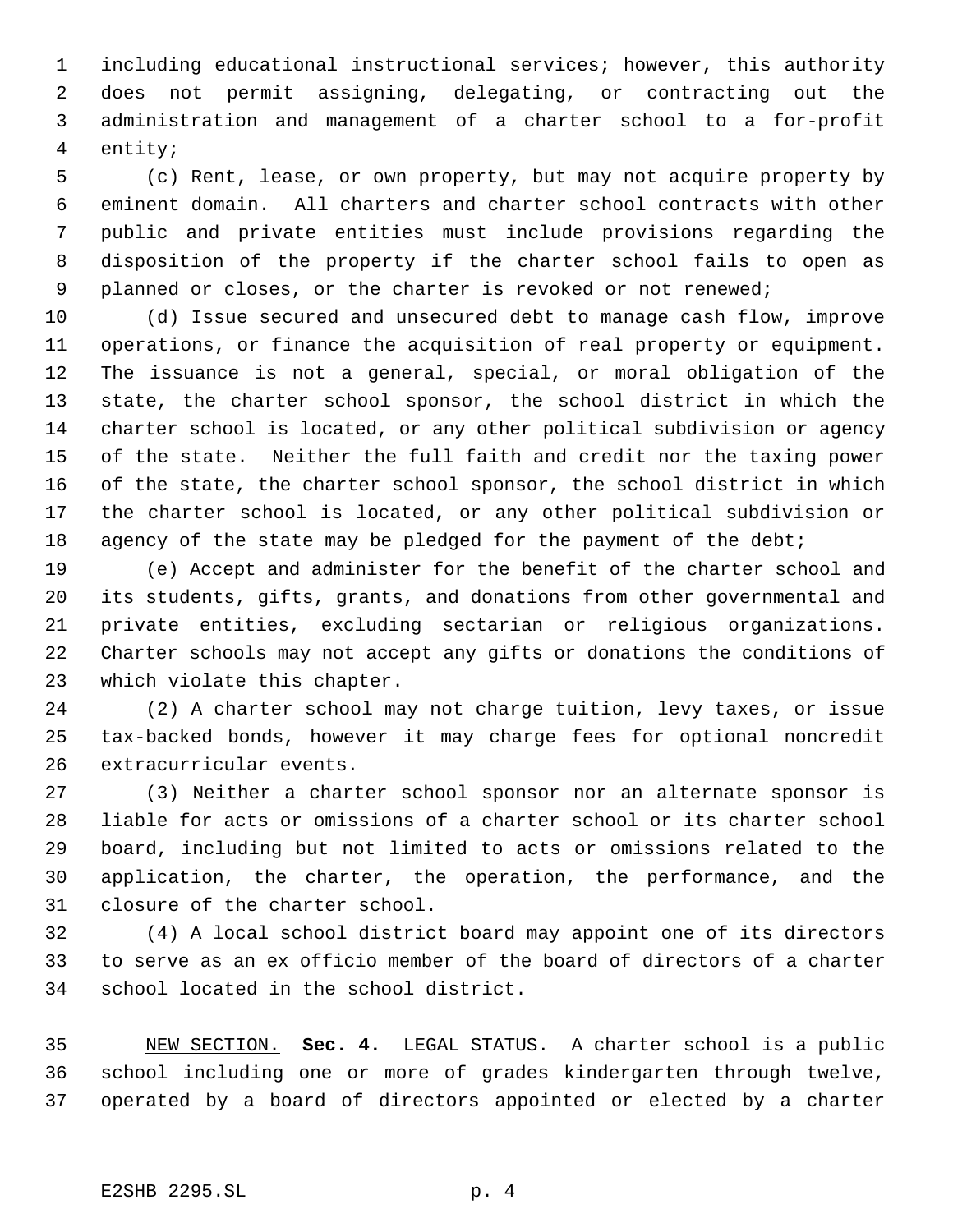including educational instructional services; however, this authority does not permit assigning, delegating, or contracting out the administration and management of a charter school to a for-profit entity;

(c) Rent, lease, or own property, but may not acquire property by eminent domain. All charters and charter school contracts with other public and private entities must include provisions regarding the disposition of the property if the charter school fails to open as planned or closes, or the charter is revoked or not renewed;

(d) Issue secured and unsecured debt to manage cash flow, improve operations, or finance the acquisition of real property or equipment. The issuance is not a general, special, or moral obligation of the state, the charter school sponsor, the school district in which the charter school is located, or any other political subdivision or agency of the state. Neither the full faith and credit nor the taxing power of the state, the charter school sponsor, the school district in which the charter school is located, or any other political subdivision or agency of the state may be pledged for the payment of the debt;

(e) Accept and administer for the benefit of the charter school and its students, gifts, grants, and donations from other governmental and private entities, excluding sectarian or religious organizations. Charter schools may not accept any gifts or donations the conditions of which violate this chapter.

(2) A charter school may not charge tuition, levy taxes, or issue tax-backed bonds, however it may charge fees for optional noncredit extracurricular events.

(3) Neither a charter school sponsor nor an alternate sponsor is liable for acts or omissions of a charter school or its charter school board, including but not limited to acts or omissions related to the application, the charter, the operation, the performance, and the closure of the charter school.

(4) A local school district board may appoint one of its directors to serve as an ex officio member of the board of directors of a charter school located in the school district.

NEW SECTION. **Sec. 4.** LEGAL STATUS. A charter school is a public school including one or more of grades kindergarten through twelve, operated by a board of directors appointed or elected by a charter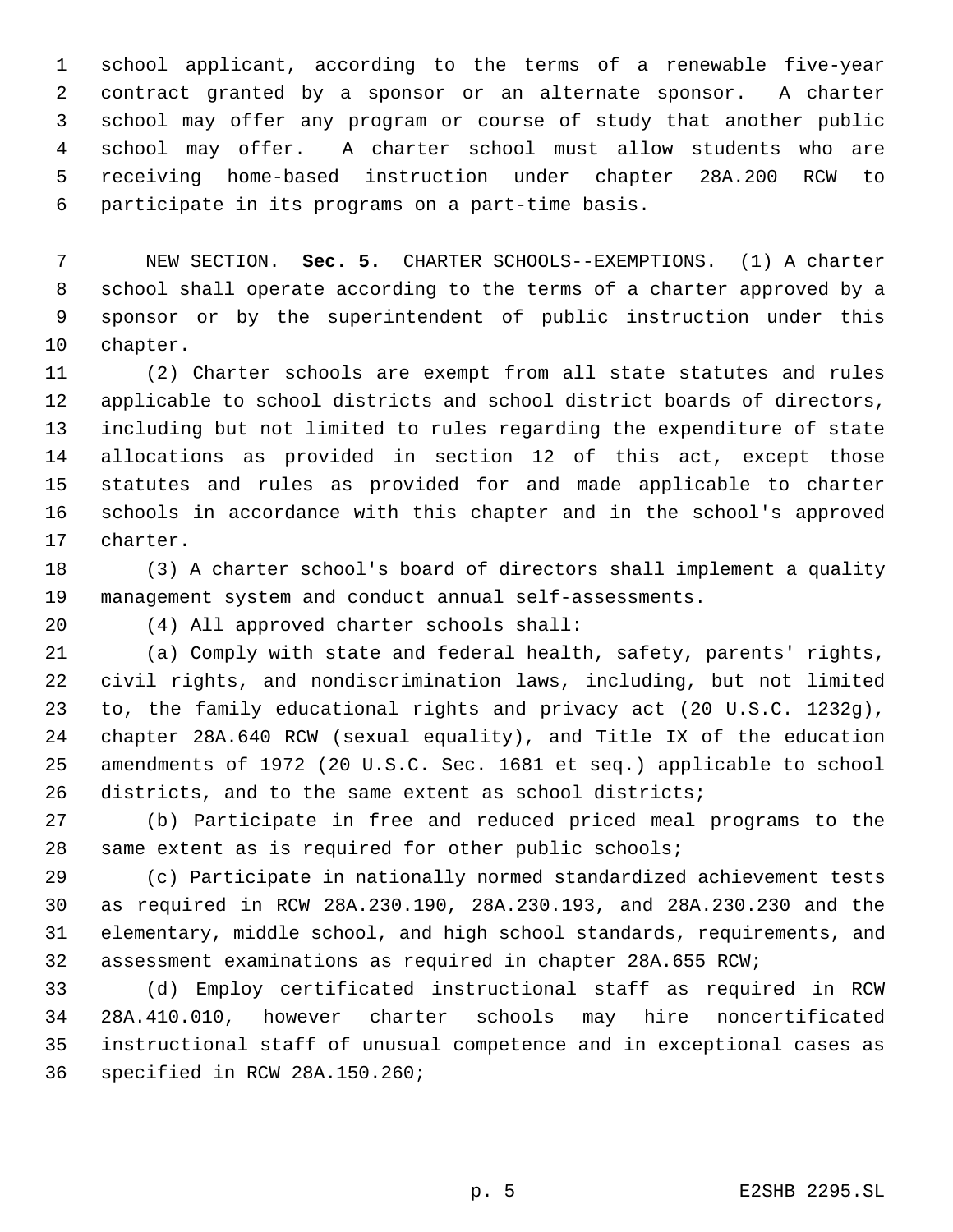school applicant, according to the terms of a renewable five-year contract granted by a sponsor or an alternate sponsor. A charter school may offer any program or course of study that another public school may offer. A charter school must allow students who are receiving home-based instruction under chapter 28A.200 RCW to participate in its programs on a part-time basis.

NEW SECTION. **Sec. 5.** CHARTER SCHOOLS--EXEMPTIONS. (1) A charter school shall operate according to the terms of a charter approved by a sponsor or by the superintendent of public instruction under this chapter.

(2) Charter schools are exempt from all state statutes and rules applicable to school districts and school district boards of directors, including but not limited to rules regarding the expenditure of state allocations as provided in section 12 of this act, except those statutes and rules as provided for and made applicable to charter schools in accordance with this chapter and in the school's approved charter.

(3) A charter school's board of directors shall implement a quality management system and conduct annual self-assessments.

(4) All approved charter schools shall:

(a) Comply with state and federal health, safety, parents' rights, civil rights, and nondiscrimination laws, including, but not limited to, the family educational rights and privacy act (20 U.S.C. 1232g), chapter 28A.640 RCW (sexual equality), and Title IX of the education amendments of 1972 (20 U.S.C. Sec. 1681 et seq.) applicable to school districts, and to the same extent as school districts;

(b) Participate in free and reduced priced meal programs to the same extent as is required for other public schools;

(c) Participate in nationally normed standardized achievement tests as required in RCW 28A.230.190, 28A.230.193, and 28A.230.230 and the elementary, middle school, and high school standards, requirements, and assessment examinations as required in chapter 28A.655 RCW;

(d) Employ certificated instructional staff as required in RCW 28A.410.010, however charter schools may hire noncertificated instructional staff of unusual competence and in exceptional cases as specified in RCW 28A.150.260;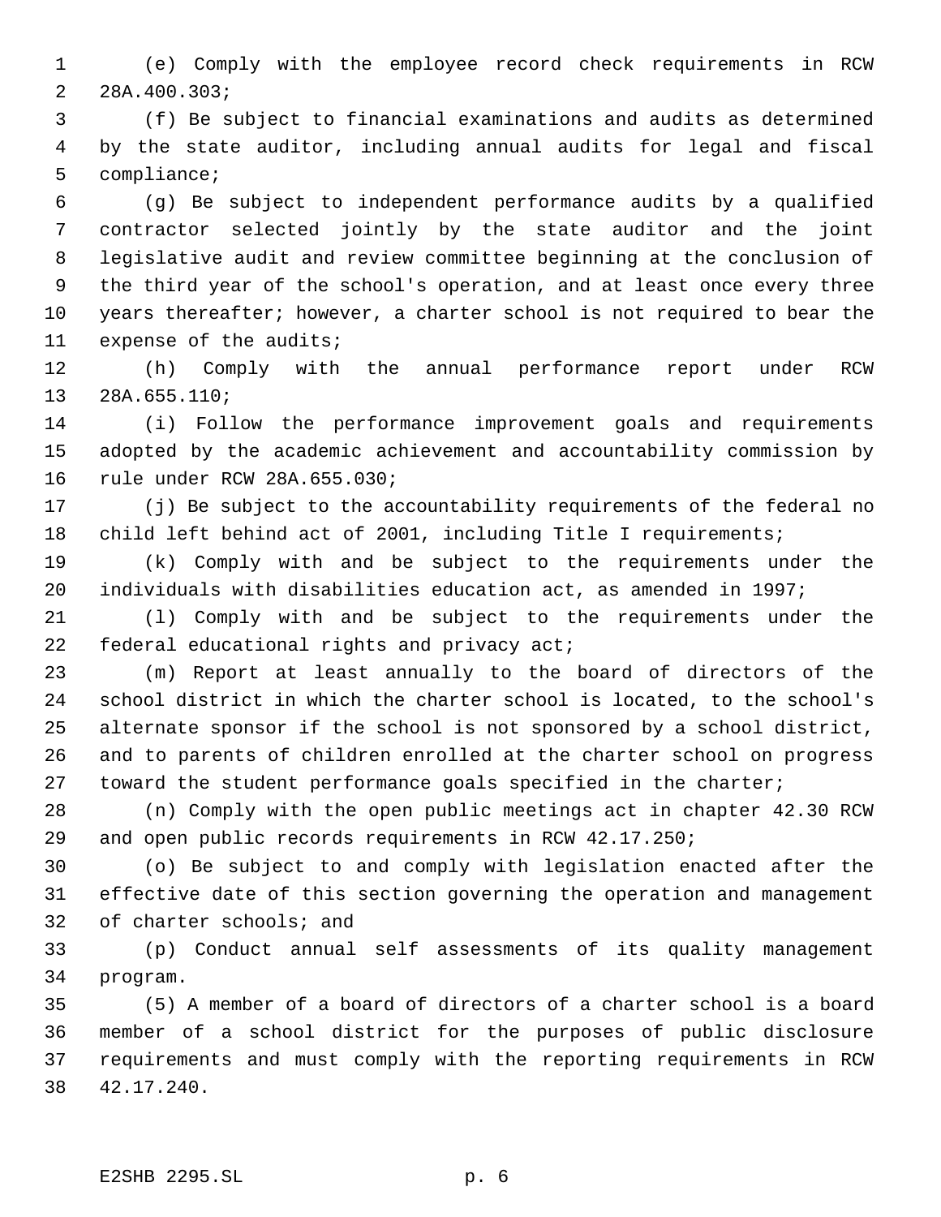(e) Comply with the employee record check requirements in RCW 28A.400.303;

(f) Be subject to financial examinations and audits as determined by the state auditor, including annual audits for legal and fiscal compliance;

(g) Be subject to independent performance audits by a qualified contractor selected jointly by the state auditor and the joint legislative audit and review committee beginning at the conclusion of the third year of the school's operation, and at least once every three years thereafter; however, a charter school is not required to bear the expense of the audits;

(h) Comply with the annual performance report under RCW 28A.655.110;

(i) Follow the performance improvement goals and requirements adopted by the academic achievement and accountability commission by rule under RCW 28A.655.030;

(j) Be subject to the accountability requirements of the federal no child left behind act of 2001, including Title I requirements;

(k) Comply with and be subject to the requirements under the individuals with disabilities education act, as amended in 1997;

(l) Comply with and be subject to the requirements under the federal educational rights and privacy act;

(m) Report at least annually to the board of directors of the school district in which the charter school is located, to the school's alternate sponsor if the school is not sponsored by a school district, and to parents of children enrolled at the charter school on progress toward the student performance goals specified in the charter;

(n) Comply with the open public meetings act in chapter 42.30 RCW and open public records requirements in RCW 42.17.250;

(o) Be subject to and comply with legislation enacted after the effective date of this section governing the operation and management of charter schools; and

(p) Conduct annual self assessments of its quality management program.

(5) A member of a board of directors of a charter school is a board member of a school district for the purposes of public disclosure requirements and must comply with the reporting requirements in RCW 42.17.240.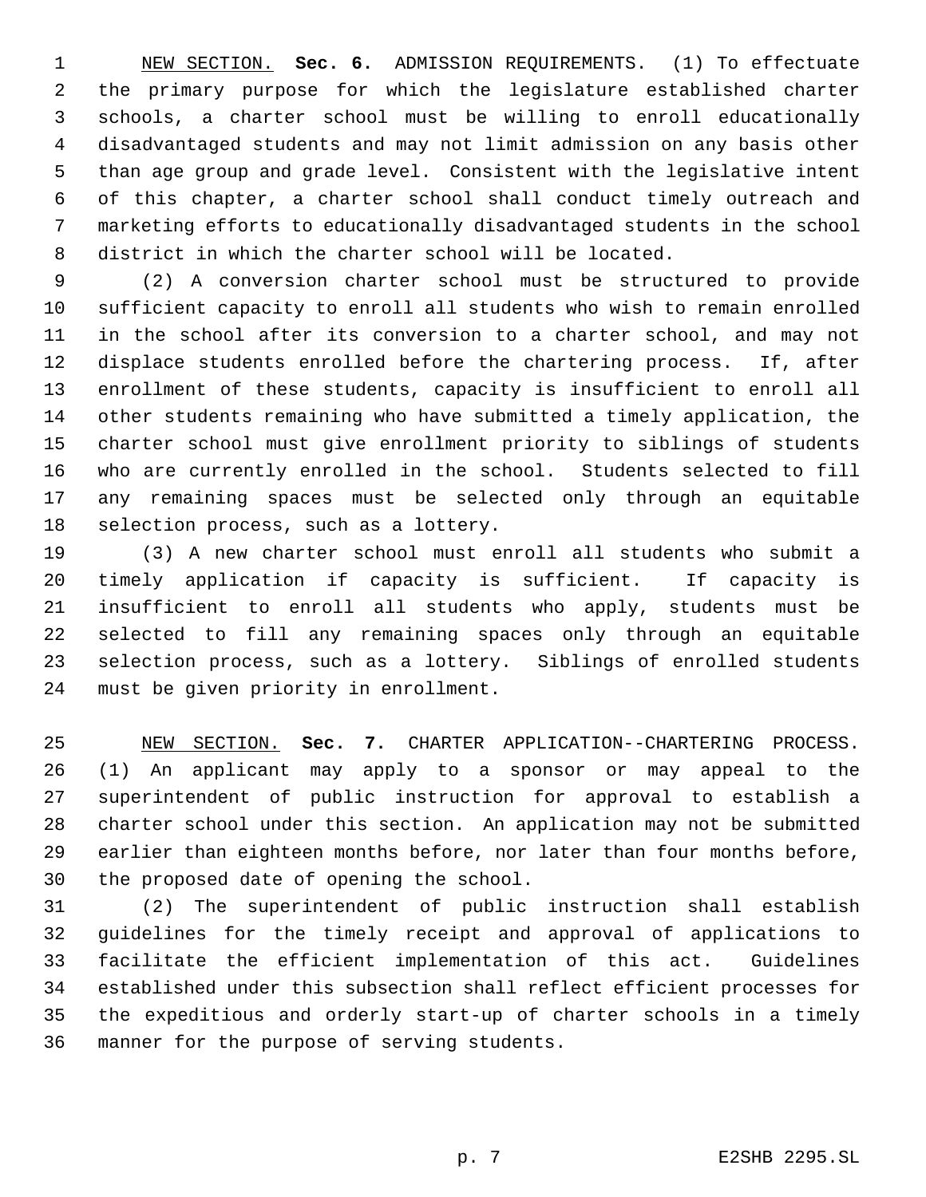NEW SECTION. **Sec. 6.** ADMISSION REQUIREMENTS. (1) To effectuate the primary purpose for which the legislature established charter schools, a charter school must be willing to enroll educationally disadvantaged students and may not limit admission on any basis other than age group and grade level. Consistent with the legislative intent of this chapter, a charter school shall conduct timely outreach and marketing efforts to educationally disadvantaged students in the school district in which the charter school will be located.

(2) A conversion charter school must be structured to provide sufficient capacity to enroll all students who wish to remain enrolled in the school after its conversion to a charter school, and may not displace students enrolled before the chartering process. If, after enrollment of these students, capacity is insufficient to enroll all other students remaining who have submitted a timely application, the charter school must give enrollment priority to siblings of students who are currently enrolled in the school. Students selected to fill any remaining spaces must be selected only through an equitable selection process, such as a lottery.

(3) A new charter school must enroll all students who submit a timely application if capacity is sufficient. If capacity is insufficient to enroll all students who apply, students must be selected to fill any remaining spaces only through an equitable selection process, such as a lottery. Siblings of enrolled students must be given priority in enrollment.

NEW SECTION. **Sec. 7.** CHARTER APPLICATION--CHARTERING PROCESS. (1) An applicant may apply to a sponsor or may appeal to the superintendent of public instruction for approval to establish a charter school under this section. An application may not be submitted earlier than eighteen months before, nor later than four months before, the proposed date of opening the school.

(2) The superintendent of public instruction shall establish guidelines for the timely receipt and approval of applications to facilitate the efficient implementation of this act. Guidelines established under this subsection shall reflect efficient processes for the expeditious and orderly start-up of charter schools in a timely manner for the purpose of serving students.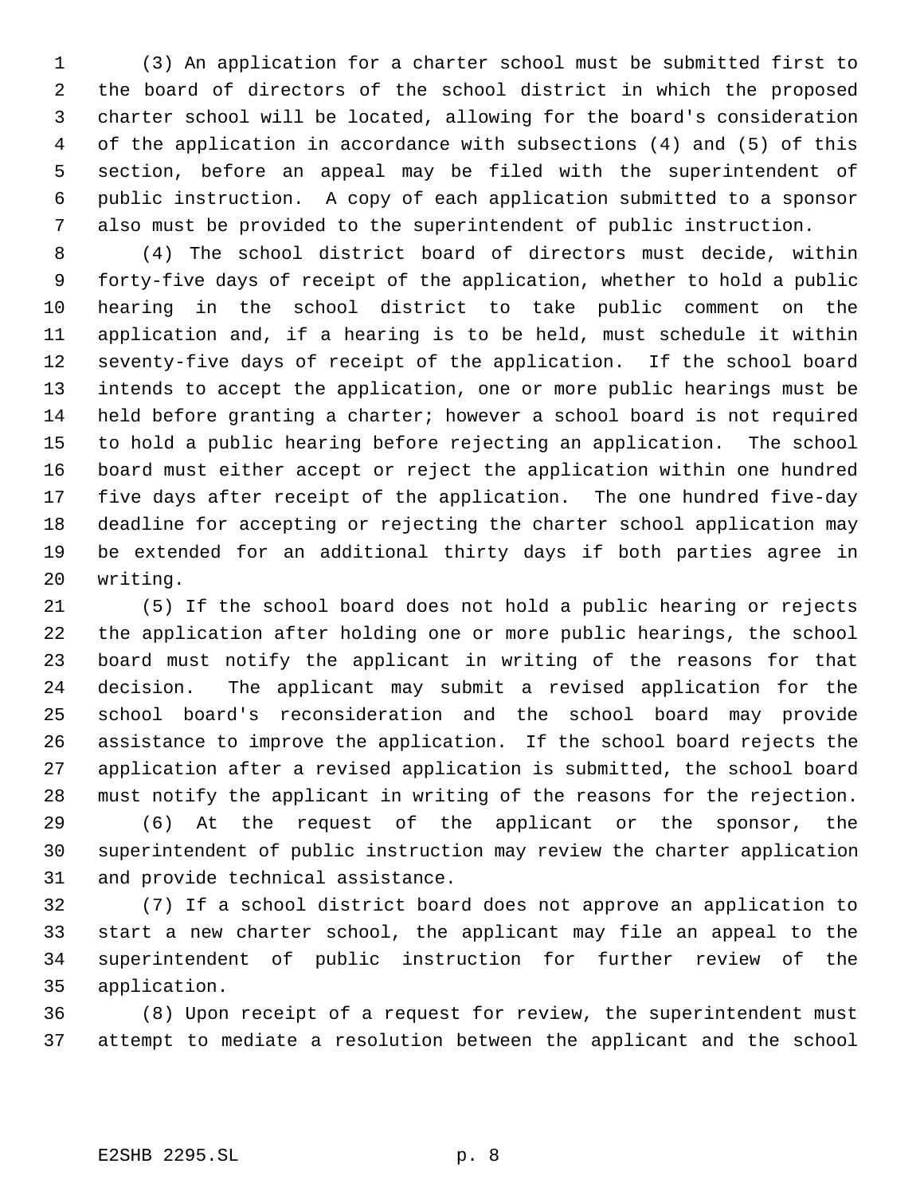(3) An application for a charter school must be submitted first to the board of directors of the school district in which the proposed charter school will be located, allowing for the board's consideration of the application in accordance with subsections (4) and (5) of this section, before an appeal may be filed with the superintendent of public instruction. A copy of each application submitted to a sponsor also must be provided to the superintendent of public instruction.

(4) The school district board of directors must decide, within forty-five days of receipt of the application, whether to hold a public hearing in the school district to take public comment on the application and, if a hearing is to be held, must schedule it within seventy-five days of receipt of the application. If the school board intends to accept the application, one or more public hearings must be held before granting a charter; however a school board is not required to hold a public hearing before rejecting an application. The school board must either accept or reject the application within one hundred five days after receipt of the application. The one hundred five-day deadline for accepting or rejecting the charter school application may be extended for an additional thirty days if both parties agree in writing.

(5) If the school board does not hold a public hearing or rejects the application after holding one or more public hearings, the school board must notify the applicant in writing of the reasons for that decision. The applicant may submit a revised application for the school board's reconsideration and the school board may provide assistance to improve the application. If the school board rejects the application after a revised application is submitted, the school board must notify the applicant in writing of the reasons for the rejection.

(6) At the request of the applicant or the sponsor, the superintendent of public instruction may review the charter application and provide technical assistance.

(7) If a school district board does not approve an application to start a new charter school, the applicant may file an appeal to the superintendent of public instruction for further review of the application.

(8) Upon receipt of a request for review, the superintendent must attempt to mediate a resolution between the applicant and the school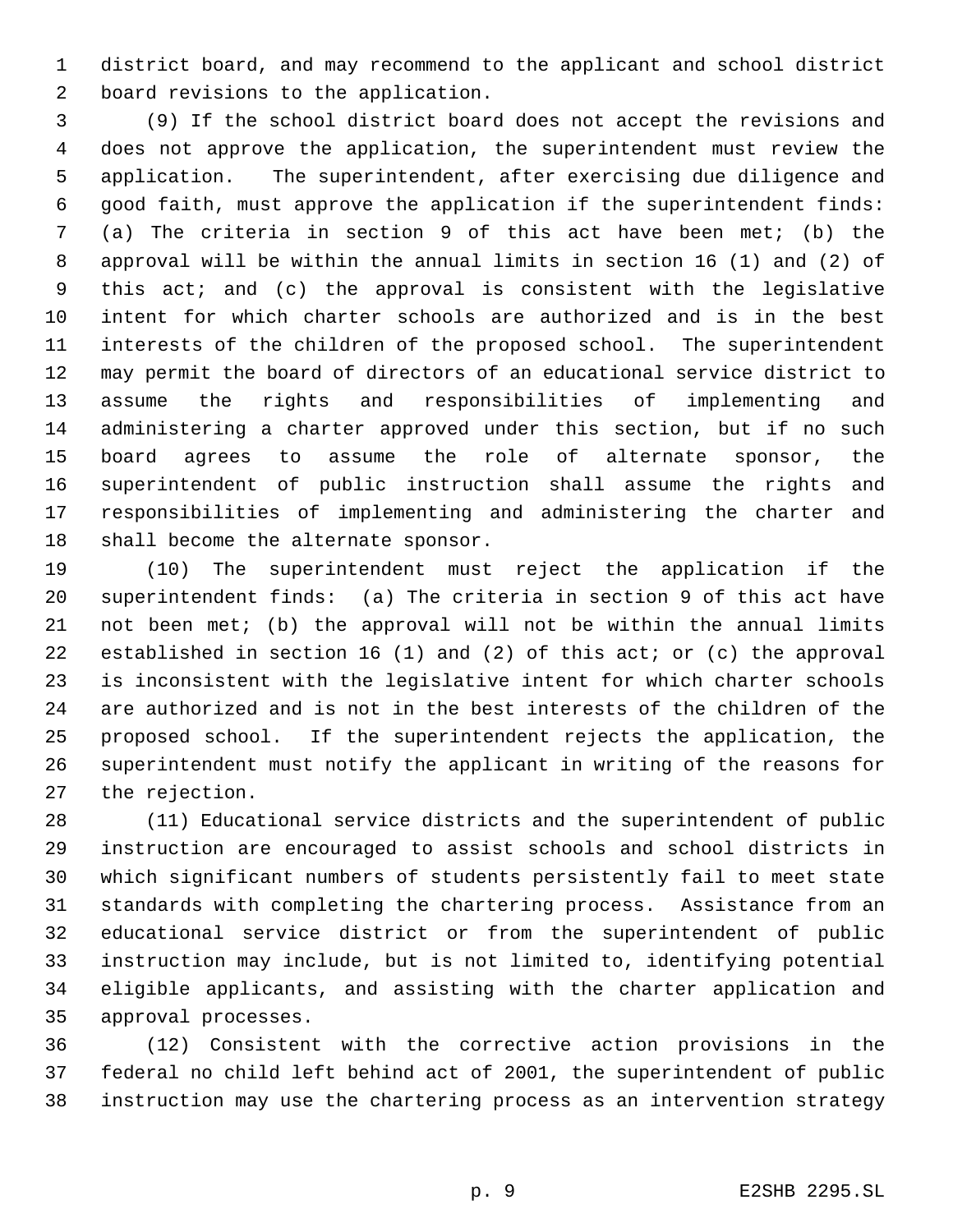district board, and may recommend to the applicant and school district board revisions to the application.

(9) If the school district board does not accept the revisions and does not approve the application, the superintendent must review the application. The superintendent, after exercising due diligence and good faith, must approve the application if the superintendent finds: (a) The criteria in section 9 of this act have been met; (b) the approval will be within the annual limits in section 16 (1) and (2) of this act; and (c) the approval is consistent with the legislative intent for which charter schools are authorized and is in the best interests of the children of the proposed school. The superintendent may permit the board of directors of an educational service district to assume the rights and responsibilities of implementing and administering a charter approved under this section, but if no such board agrees to assume the role of alternate sponsor, the superintendent of public instruction shall assume the rights and responsibilities of implementing and administering the charter and shall become the alternate sponsor.

(10) The superintendent must reject the application if the superintendent finds: (a) The criteria in section 9 of this act have not been met; (b) the approval will not be within the annual limits established in section 16 (1) and (2) of this act; or (c) the approval is inconsistent with the legislative intent for which charter schools are authorized and is not in the best interests of the children of the proposed school. If the superintendent rejects the application, the superintendent must notify the applicant in writing of the reasons for the rejection.

(11) Educational service districts and the superintendent of public instruction are encouraged to assist schools and school districts in which significant numbers of students persistently fail to meet state standards with completing the chartering process. Assistance from an educational service district or from the superintendent of public instruction may include, but is not limited to, identifying potential eligible applicants, and assisting with the charter application and approval processes.

(12) Consistent with the corrective action provisions in the federal no child left behind act of 2001, the superintendent of public instruction may use the chartering process as an intervention strategy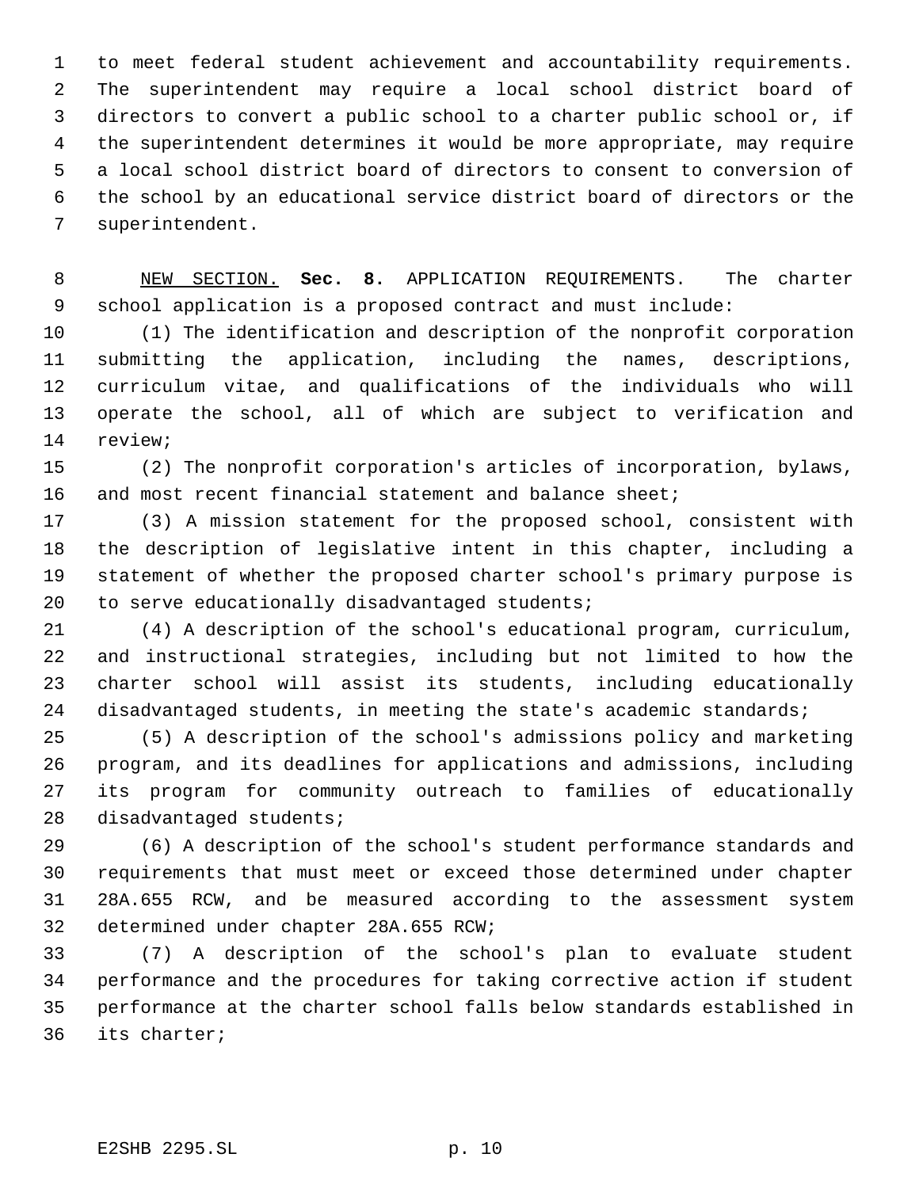to meet federal student achievement and accountability requirements. The superintendent may require a local school district board of directors to convert a public school to a charter public school or, if the superintendent determines it would be more appropriate, may require a local school district board of directors to consent to conversion of the school by an educational service district board of directors or the superintendent.

NEW SECTION. **Sec. 8.** APPLICATION REQUIREMENTS. The charter school application is a proposed contract and must include:

(1) The identification and description of the nonprofit corporation submitting the application, including the names, descriptions, curriculum vitae, and qualifications of the individuals who will operate the school, all of which are subject to verification and review;

(2) The nonprofit corporation's articles of incorporation, bylaws, and most recent financial statement and balance sheet;

(3) A mission statement for the proposed school, consistent with the description of legislative intent in this chapter, including a statement of whether the proposed charter school's primary purpose is to serve educationally disadvantaged students;

(4) A description of the school's educational program, curriculum, and instructional strategies, including but not limited to how the charter school will assist its students, including educationally disadvantaged students, in meeting the state's academic standards;

(5) A description of the school's admissions policy and marketing program, and its deadlines for applications and admissions, including its program for community outreach to families of educationally disadvantaged students;

(6) A description of the school's student performance standards and requirements that must meet or exceed those determined under chapter 28A.655 RCW, and be measured according to the assessment system determined under chapter 28A.655 RCW;

(7) A description of the school's plan to evaluate student performance and the procedures for taking corrective action if student performance at the charter school falls below standards established in its charter;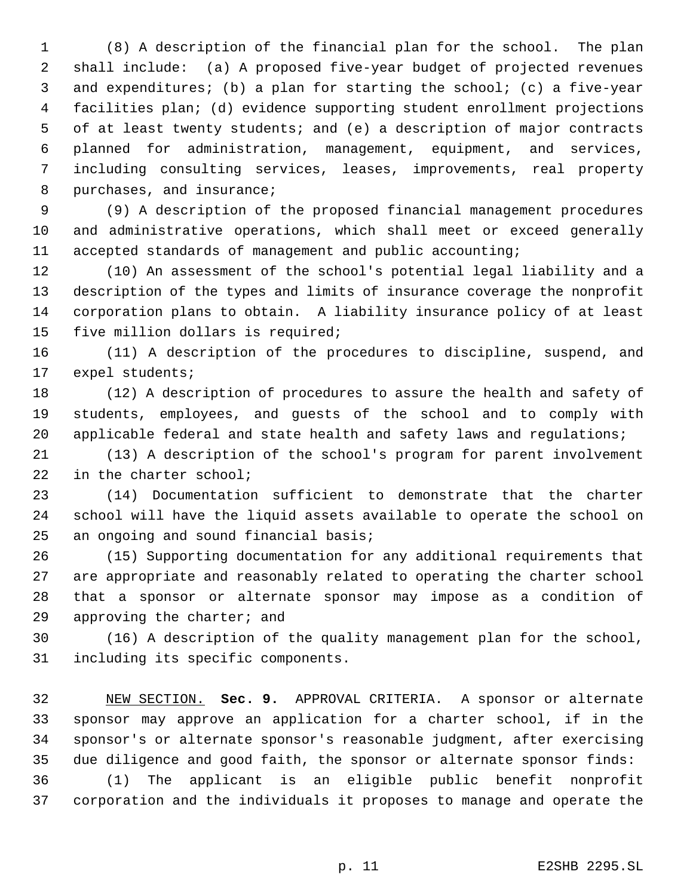(8) A description of the financial plan for the school. The plan shall include: (a) A proposed five-year budget of projected revenues and expenditures; (b) a plan for starting the school; (c) a five-year facilities plan; (d) evidence supporting student enrollment projections of at least twenty students; and (e) a description of major contracts planned for administration, management, equipment, and services, including consulting services, leases, improvements, real property purchases, and insurance;

(9) A description of the proposed financial management procedures and administrative operations, which shall meet or exceed generally accepted standards of management and public accounting;

(10) An assessment of the school's potential legal liability and a description of the types and limits of insurance coverage the nonprofit corporation plans to obtain. A liability insurance policy of at least five million dollars is required;

(11) A description of the procedures to discipline, suspend, and expel students;

(12) A description of procedures to assure the health and safety of students, employees, and guests of the school and to comply with applicable federal and state health and safety laws and regulations;

(13) A description of the school's program for parent involvement in the charter school;

(14) Documentation sufficient to demonstrate that the charter school will have the liquid assets available to operate the school on an ongoing and sound financial basis;

(15) Supporting documentation for any additional requirements that are appropriate and reasonably related to operating the charter school that a sponsor or alternate sponsor may impose as a condition of approving the charter; and

(16) A description of the quality management plan for the school, including its specific components.

NEW SECTION. **Sec. 9.** APPROVAL CRITERIA. A sponsor or alternate sponsor may approve an application for a charter school, if in the sponsor's or alternate sponsor's reasonable judgment, after exercising due diligence and good faith, the sponsor or alternate sponsor finds:

(1) The applicant is an eligible public benefit nonprofit corporation and the individuals it proposes to manage and operate the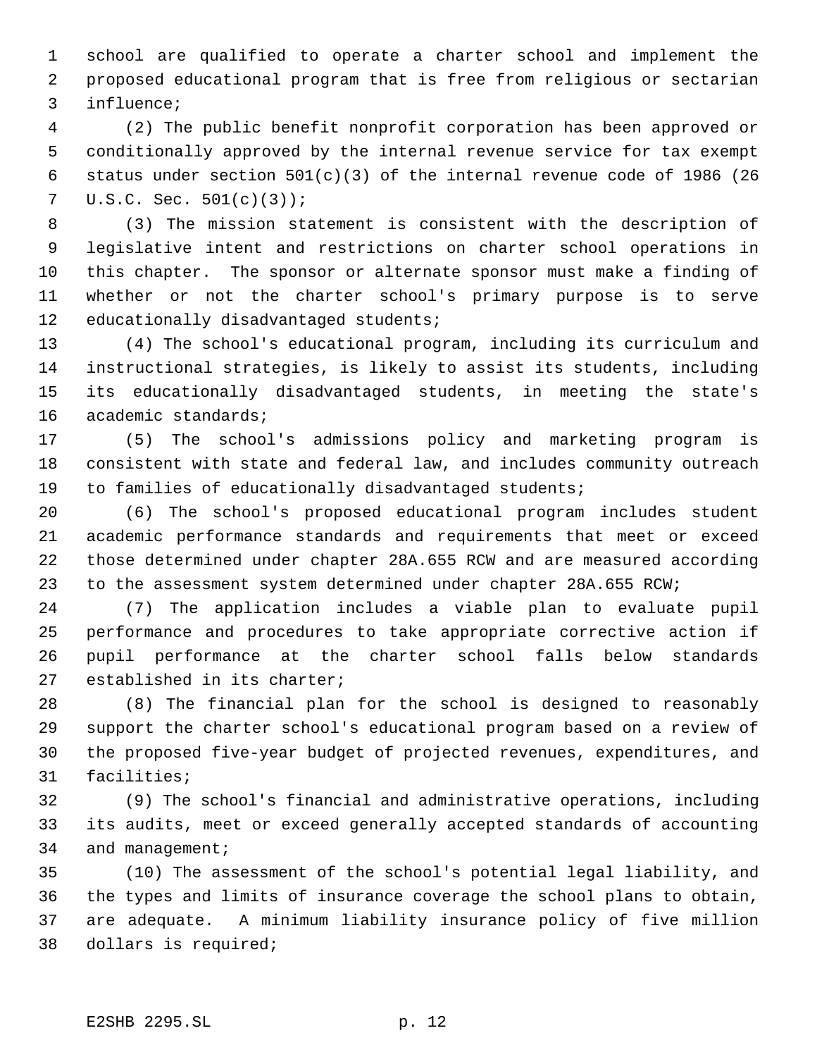school are qualified to operate a charter school and implement the proposed educational program that is free from religious or sectarian influence;

(2) The public benefit nonprofit corporation has been approved or conditionally approved by the internal revenue service for tax exempt status under section 501(c)(3) of the internal revenue code of 1986 (26 U.S.C. Sec. 501(c)(3));

(3) The mission statement is consistent with the description of legislative intent and restrictions on charter school operations in this chapter. The sponsor or alternate sponsor must make a finding of whether or not the charter school's primary purpose is to serve educationally disadvantaged students;

(4) The school's educational program, including its curriculum and instructional strategies, is likely to assist its students, including its educationally disadvantaged students, in meeting the state's academic standards;

(5) The school's admissions policy and marketing program is consistent with state and federal law, and includes community outreach to families of educationally disadvantaged students;

(6) The school's proposed educational program includes student academic performance standards and requirements that meet or exceed those determined under chapter 28A.655 RCW and are measured according to the assessment system determined under chapter 28A.655 RCW;

(7) The application includes a viable plan to evaluate pupil performance and procedures to take appropriate corrective action if pupil performance at the charter school falls below standards established in its charter;

(8) The financial plan for the school is designed to reasonably support the charter school's educational program based on a review of the proposed five-year budget of projected revenues, expenditures, and facilities;

(9) The school's financial and administrative operations, including its audits, meet or exceed generally accepted standards of accounting and management;

(10) The assessment of the school's potential legal liability, and the types and limits of insurance coverage the school plans to obtain, are adequate. A minimum liability insurance policy of five million dollars is required;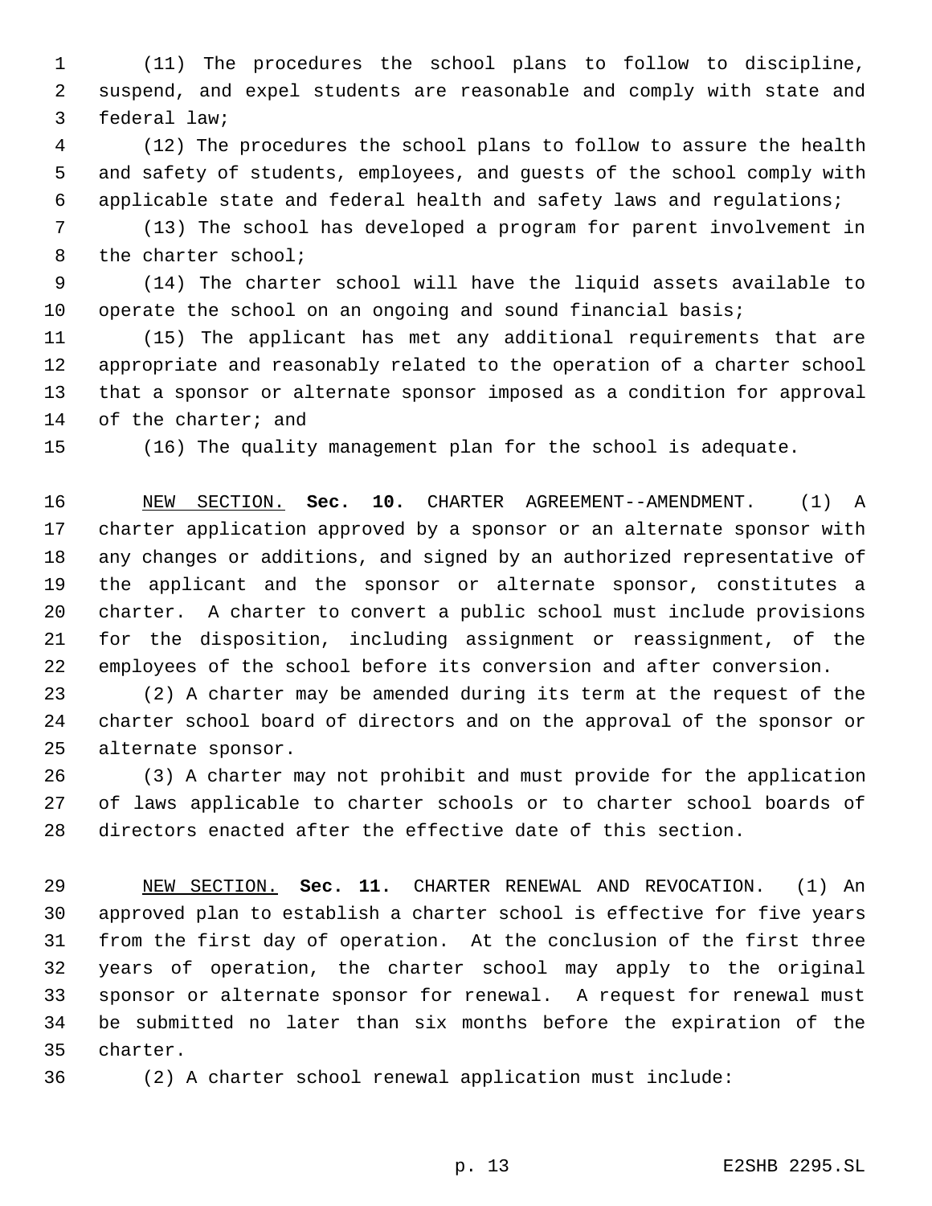(11) The procedures the school plans to follow to discipline, suspend, and expel students are reasonable and comply with state and federal law;

(12) The procedures the school plans to follow to assure the health and safety of students, employees, and guests of the school comply with applicable state and federal health and safety laws and regulations;

(13) The school has developed a program for parent involvement in the charter school;

(14) The charter school will have the liquid assets available to operate the school on an ongoing and sound financial basis;

(15) The applicant has met any additional requirements that are appropriate and reasonably related to the operation of a charter school that a sponsor or alternate sponsor imposed as a condition for approval of the charter; and

(16) The quality management plan for the school is adequate.

NEW SECTION. **Sec. 10.** CHARTER AGREEMENT--AMENDMENT. (1) A charter application approved by a sponsor or an alternate sponsor with any changes or additions, and signed by an authorized representative of the applicant and the sponsor or alternate sponsor, constitutes a charter. A charter to convert a public school must include provisions for the disposition, including assignment or reassignment, of the employees of the school before its conversion and after conversion.

(2) A charter may be amended during its term at the request of the charter school board of directors and on the approval of the sponsor or alternate sponsor.

(3) A charter may not prohibit and must provide for the application of laws applicable to charter schools or to charter school boards of directors enacted after the effective date of this section.

NEW SECTION. **Sec. 11.** CHARTER RENEWAL AND REVOCATION. (1) An approved plan to establish a charter school is effective for five years from the first day of operation. At the conclusion of the first three years of operation, the charter school may apply to the original sponsor or alternate sponsor for renewal. A request for renewal must be submitted no later than six months before the expiration of the charter.

(2) A charter school renewal application must include: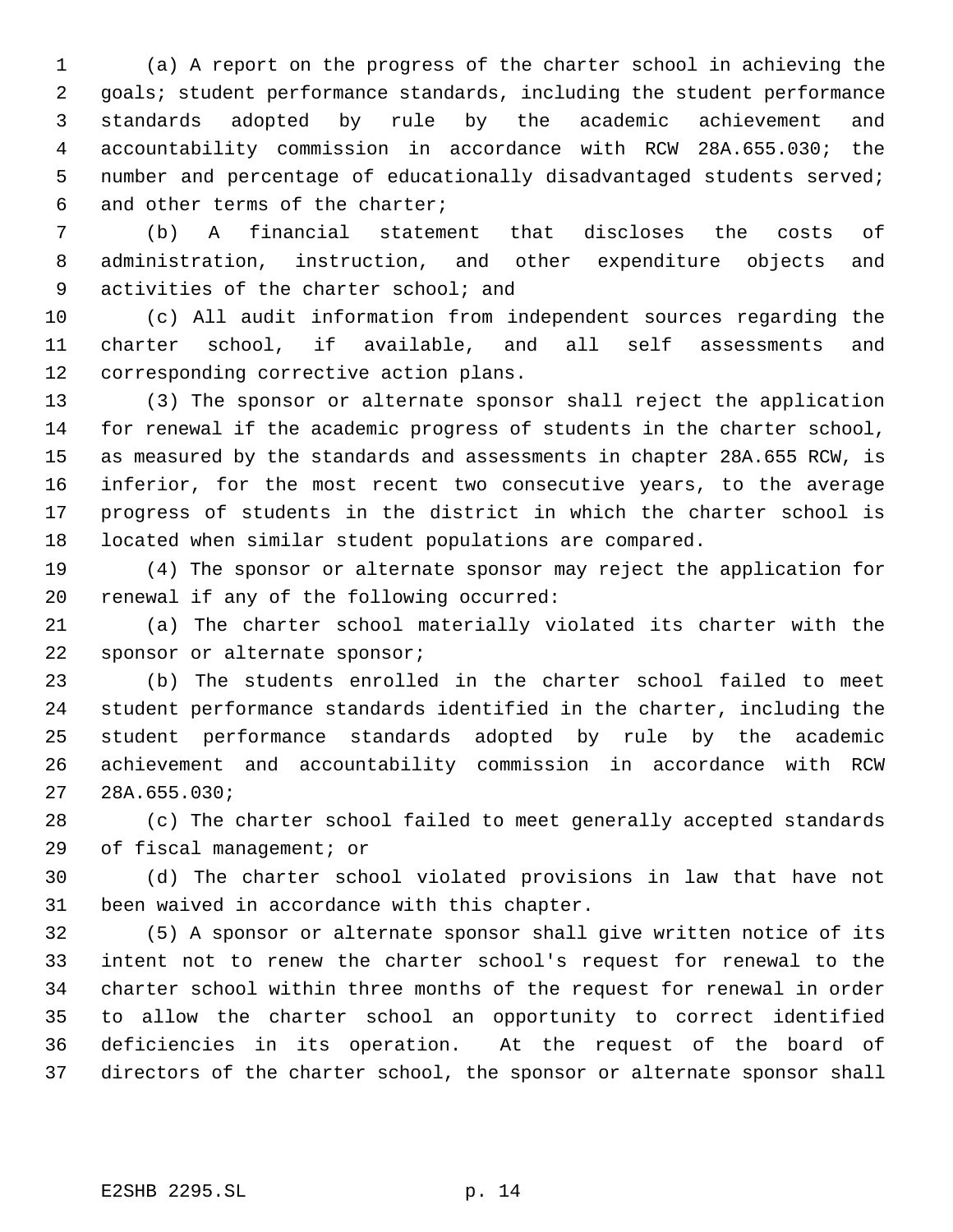(a) A report on the progress of the charter school in achieving the goals; student performance standards, including the student performance standards adopted by rule by the academic achievement and accountability commission in accordance with RCW 28A.655.030; the number and percentage of educationally disadvantaged students served; and other terms of the charter;

(b) A financial statement that discloses the costs of administration, instruction, and other expenditure objects and activities of the charter school; and

(c) All audit information from independent sources regarding the charter school, if available, and all self assessments and corresponding corrective action plans.

(3) The sponsor or alternate sponsor shall reject the application for renewal if the academic progress of students in the charter school, as measured by the standards and assessments in chapter 28A.655 RCW, is inferior, for the most recent two consecutive years, to the average progress of students in the district in which the charter school is located when similar student populations are compared.

(4) The sponsor or alternate sponsor may reject the application for renewal if any of the following occurred:

(a) The charter school materially violated its charter with the sponsor or alternate sponsor;

(b) The students enrolled in the charter school failed to meet student performance standards identified in the charter, including the student performance standards adopted by rule by the academic achievement and accountability commission in accordance with RCW 28A.655.030;

(c) The charter school failed to meet generally accepted standards of fiscal management; or

(d) The charter school violated provisions in law that have not been waived in accordance with this chapter.

(5) A sponsor or alternate sponsor shall give written notice of its intent not to renew the charter school's request for renewal to the charter school within three months of the request for renewal in order to allow the charter school an opportunity to correct identified deficiencies in its operation. At the request of the board of directors of the charter school, the sponsor or alternate sponsor shall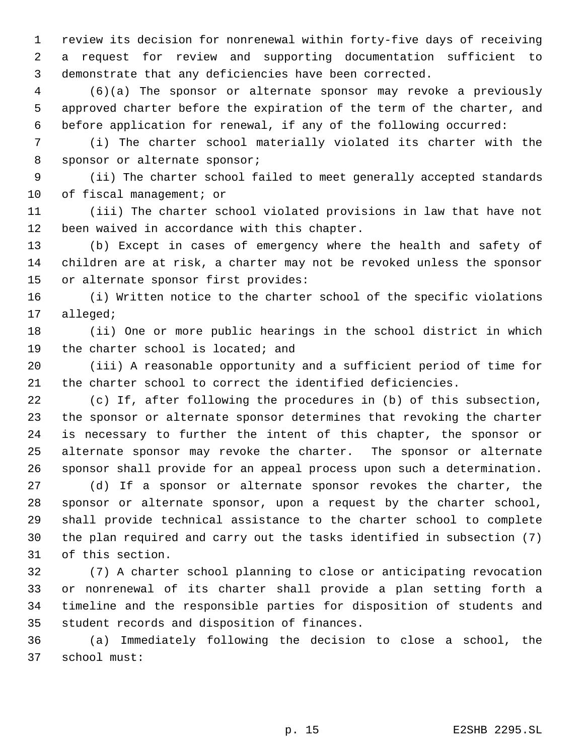review its decision for nonrenewal within forty-five days of receiving a request for review and supporting documentation sufficient to demonstrate that any deficiencies have been corrected.

(6)(a) The sponsor or alternate sponsor may revoke a previously approved charter before the expiration of the term of the charter, and before application for renewal, if any of the following occurred:

(i) The charter school materially violated its charter with the sponsor or alternate sponsor;

(ii) The charter school failed to meet generally accepted standards of fiscal management; or

(iii) The charter school violated provisions in law that have not been waived in accordance with this chapter.

(b) Except in cases of emergency where the health and safety of children are at risk, a charter may not be revoked unless the sponsor or alternate sponsor first provides:

(i) Written notice to the charter school of the specific violations alleged;

(ii) One or more public hearings in the school district in which the charter school is located; and

(iii) A reasonable opportunity and a sufficient period of time for the charter school to correct the identified deficiencies.

(c) If, after following the procedures in (b) of this subsection, the sponsor or alternate sponsor determines that revoking the charter is necessary to further the intent of this chapter, the sponsor or alternate sponsor may revoke the charter. The sponsor or alternate sponsor shall provide for an appeal process upon such a determination.

(d) If a sponsor or alternate sponsor revokes the charter, the sponsor or alternate sponsor, upon a request by the charter school, shall provide technical assistance to the charter school to complete the plan required and carry out the tasks identified in subsection (7) of this section.

(7) A charter school planning to close or anticipating revocation or nonrenewal of its charter shall provide a plan setting forth a timeline and the responsible parties for disposition of students and student records and disposition of finances.

(a) Immediately following the decision to close a school, the school must: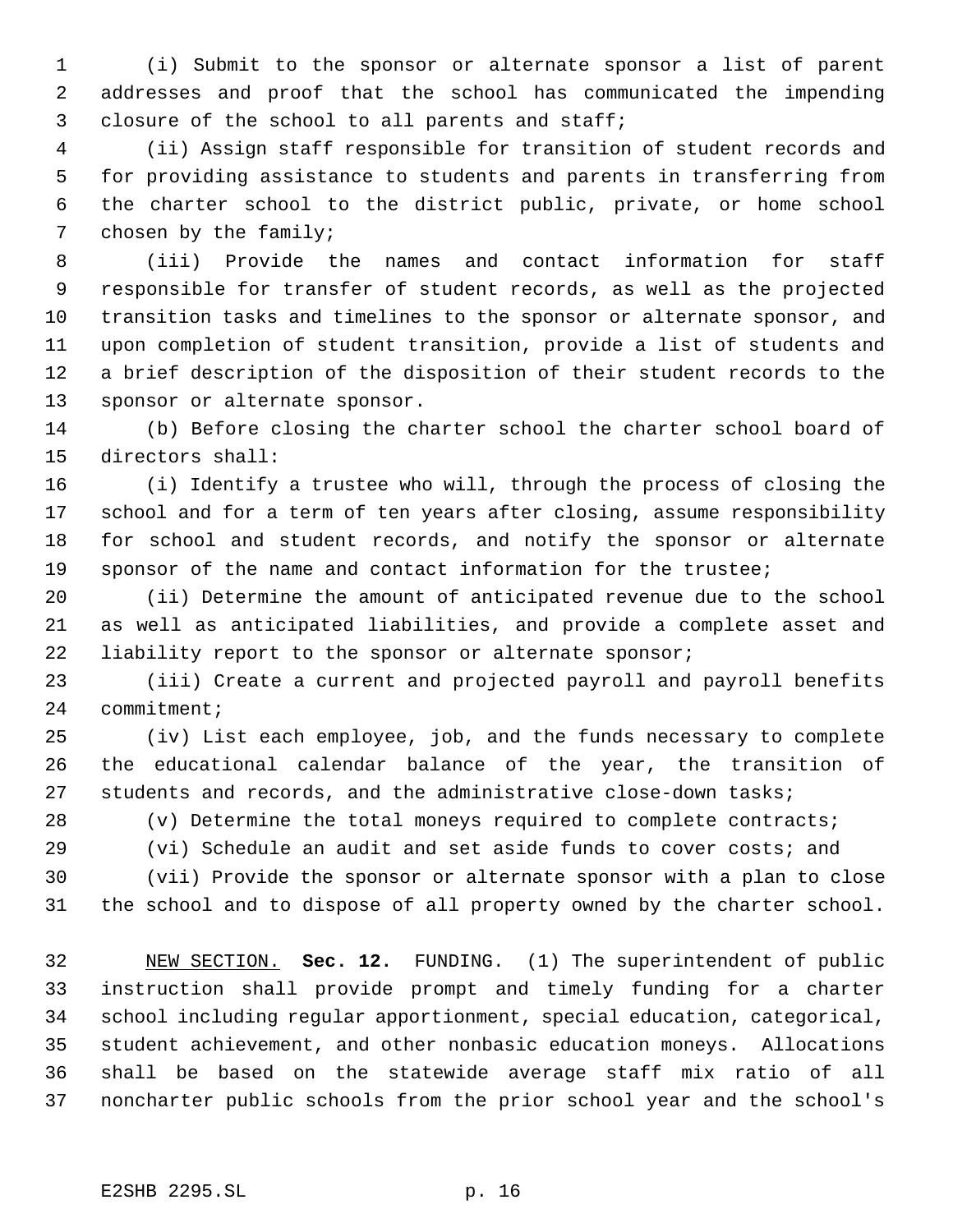(i) Submit to the sponsor or alternate sponsor a list of parent addresses and proof that the school has communicated the impending closure of the school to all parents and staff;

(ii) Assign staff responsible for transition of student records and for providing assistance to students and parents in transferring from the charter school to the district public, private, or home school chosen by the family;

(iii) Provide the names and contact information for staff responsible for transfer of student records, as well as the projected transition tasks and timelines to the sponsor or alternate sponsor, and upon completion of student transition, provide a list of students and a brief description of the disposition of their student records to the sponsor or alternate sponsor.

(b) Before closing the charter school the charter school board of directors shall:

(i) Identify a trustee who will, through the process of closing the school and for a term of ten years after closing, assume responsibility for school and student records, and notify the sponsor or alternate sponsor of the name and contact information for the trustee;

(ii) Determine the amount of anticipated revenue due to the school as well as anticipated liabilities, and provide a complete asset and liability report to the sponsor or alternate sponsor;

(iii) Create a current and projected payroll and payroll benefits commitment;

(iv) List each employee, job, and the funds necessary to complete the educational calendar balance of the year, the transition of students and records, and the administrative close-down tasks;

(v) Determine the total moneys required to complete contracts;

(vi) Schedule an audit and set aside funds to cover costs; and

(vii) Provide the sponsor or alternate sponsor with a plan to close the school and to dispose of all property owned by the charter school.

NEW SECTION. **Sec. 12.** FUNDING. (1) The superintendent of public instruction shall provide prompt and timely funding for a charter school including regular apportionment, special education, categorical, student achievement, and other nonbasic education moneys. Allocations shall be based on the statewide average staff mix ratio of all noncharter public schools from the prior school year and the school's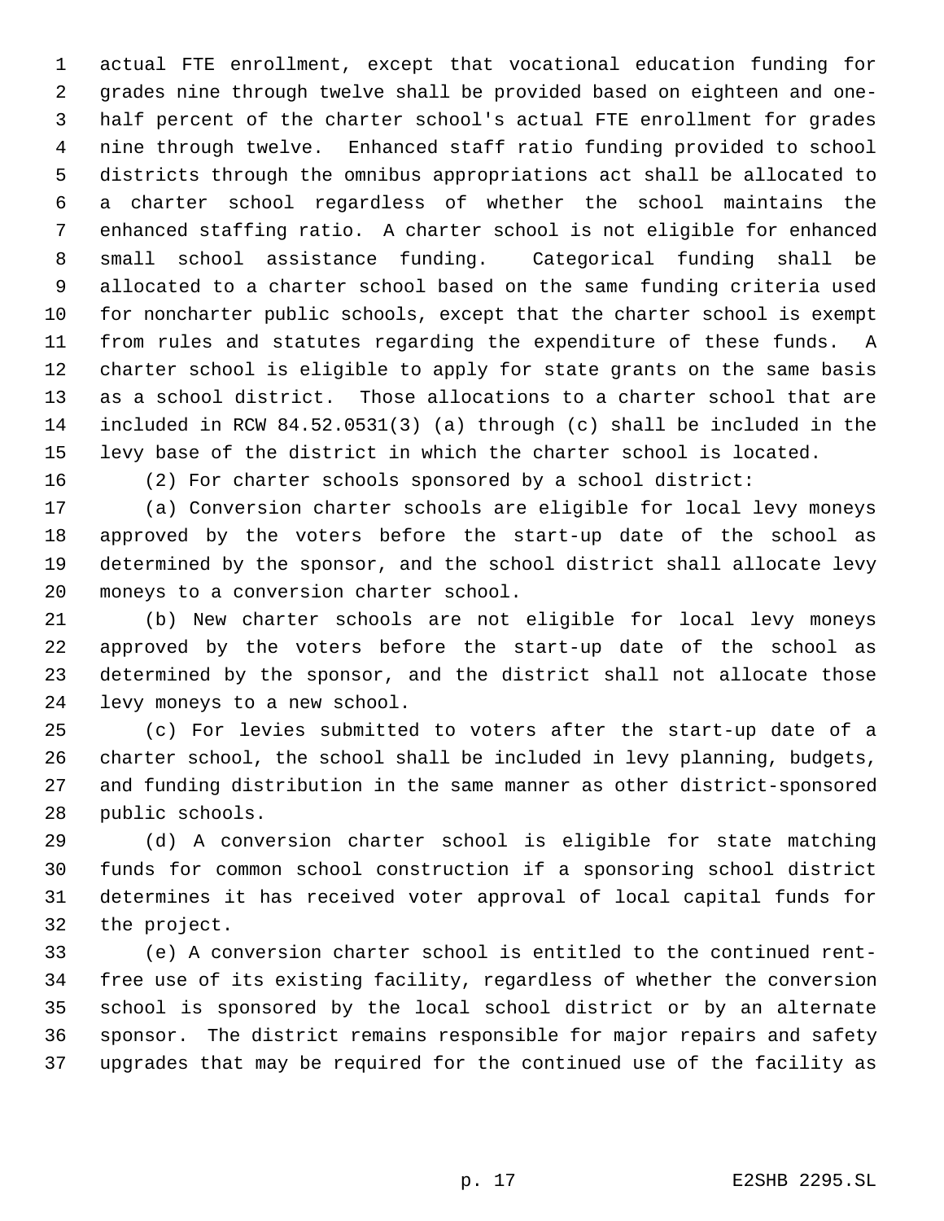actual FTE enrollment, except that vocational education funding for grades nine through twelve shall be provided based on eighteen and one-half percent of the charter school's actual FTE enrollment for grades nine through twelve. Enhanced staff ratio funding provided to school districts through the omnibus appropriations act shall be allocated to a charter school regardless of whether the school maintains the enhanced staffing ratio. A charter school is not eligible for enhanced small school assistance funding. Categorical funding shall be allocated to a charter school based on the same funding criteria used for noncharter public schools, except that the charter school is exempt from rules and statutes regarding the expenditure of these funds. A charter school is eligible to apply for state grants on the same basis as a school district. Those allocations to a charter school that are included in RCW 84.52.0531(3) (a) through (c) shall be included in the levy base of the district in which the charter school is located.

(2) For charter schools sponsored by a school district:

(a) Conversion charter schools are eligible for local levy moneys approved by the voters before the start-up date of the school as determined by the sponsor, and the school district shall allocate levy moneys to a conversion charter school.

(b) New charter schools are not eligible for local levy moneys approved by the voters before the start-up date of the school as determined by the sponsor, and the district shall not allocate those levy moneys to a new school.

(c) For levies submitted to voters after the start-up date of a charter school, the school shall be included in levy planning, budgets, and funding distribution in the same manner as other district-sponsored public schools.

(d) A conversion charter school is eligible for state matching funds for common school construction if a sponsoring school district determines it has received voter approval of local capital funds for the project.

(e) A conversion charter school is entitled to the continued rent-free use of its existing facility, regardless of whether the conversion school is sponsored by the local school district or by an alternate sponsor. The district remains responsible for major repairs and safety upgrades that may be required for the continued use of the facility as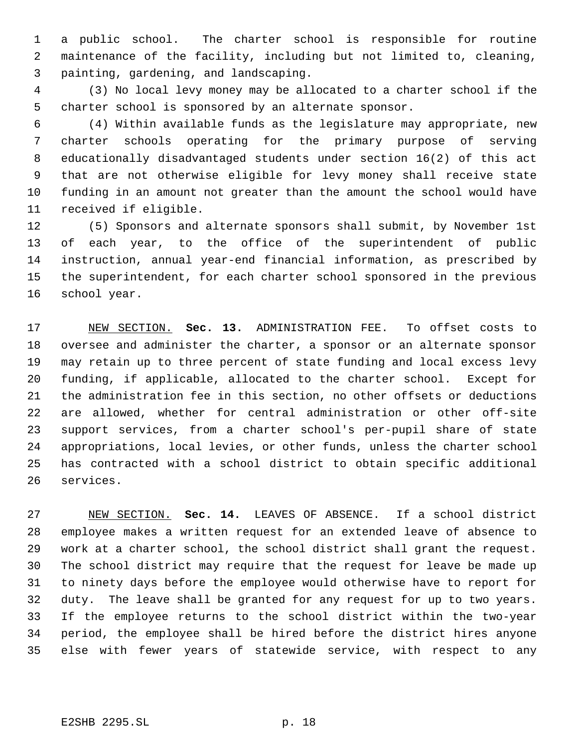a public school. The charter school is responsible for routine maintenance of the facility, including but not limited to, cleaning, painting, gardening, and landscaping.

(3) No local levy money may be allocated to a charter school if the charter school is sponsored by an alternate sponsor.

(4) Within available funds as the legislature may appropriate, new charter schools operating for the primary purpose of serving educationally disadvantaged students under section 16(2) of this act that are not otherwise eligible for levy money shall receive state funding in an amount not greater than the amount the school would have received if eligible.

(5) Sponsors and alternate sponsors shall submit, by November 1st of each year, to the office of the superintendent of public instruction, annual year-end financial information, as prescribed by the superintendent, for each charter school sponsored in the previous school year.

NEW SECTION. **Sec. 13.** ADMINISTRATION FEE. To offset costs to oversee and administer the charter, a sponsor or an alternate sponsor may retain up to three percent of state funding and local excess levy funding, if applicable, allocated to the charter school. Except for the administration fee in this section, no other offsets or deductions are allowed, whether for central administration or other off-site support services, from a charter school's per-pupil share of state appropriations, local levies, or other funds, unless the charter school has contracted with a school district to obtain specific additional services.

NEW SECTION. **Sec. 14.** LEAVES OF ABSENCE. If a school district employee makes a written request for an extended leave of absence to work at a charter school, the school district shall grant the request. The school district may require that the request for leave be made up to ninety days before the employee would otherwise have to report for duty. The leave shall be granted for any request for up to two years. If the employee returns to the school district within the two-year period, the employee shall be hired before the district hires anyone else with fewer years of statewide service, with respect to any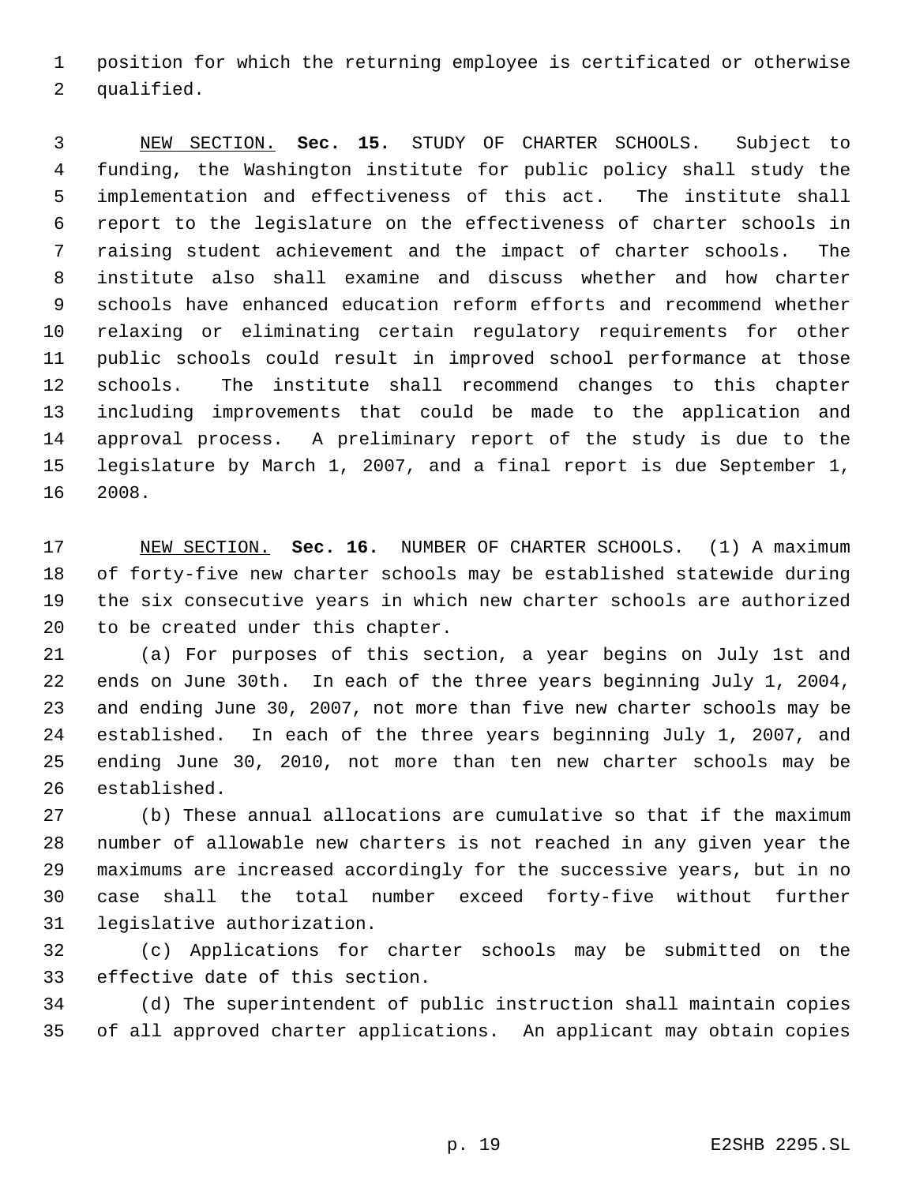position for which the returning employee is certificated or otherwise qualified.

<u>NEW SECTION.</u> **Sec. 15.** STUDY OF CHARTER SCHOOLS. Subject to funding, the Washington institute for public policy shall study the implementation and effectiveness of this act. The institute shall report to the legislature on the effectiveness of charter schools in raising student achievement and the impact of charter schools. The institute also shall examine and discuss whether and how charter schools have enhanced education reform efforts and recommend whether relaxing or eliminating certain regulatory requirements for other public schools could result in improved school performance at those schools. The institute shall recommend changes to this chapter including improvements that could be made to the application and approval process. A preliminary report of the study is due to the legislature by March 1, 2007, and a final report is due September 1, 2008.

<u>NEW SECTION.</u> **Sec. 16.** NUMBER OF CHARTER SCHOOLS. (1) A maximum of forty-five new charter schools may be established statewide during the six consecutive years in which new charter schools are authorized to be created under this chapter.

(a) For purposes of this section, a year begins on July 1st and ends on June 30th. In each of the three years beginning July 1, 2004, and ending June 30, 2007, not more than five new charter schools may be established. In each of the three years beginning July 1, 2007, and ending June 30, 2010, not more than ten new charter schools may be established.

(b) These annual allocations are cumulative so that if the maximum number of allowable new charters is not reached in any given year the maximums are increased accordingly for the successive years, but in no case shall the total number exceed forty-five without further legislative authorization.

(c) Applications for charter schools may be submitted on the effective date of this section.

(d) The superintendent of public instruction shall maintain copies of all approved charter applications. An applicant may obtain copies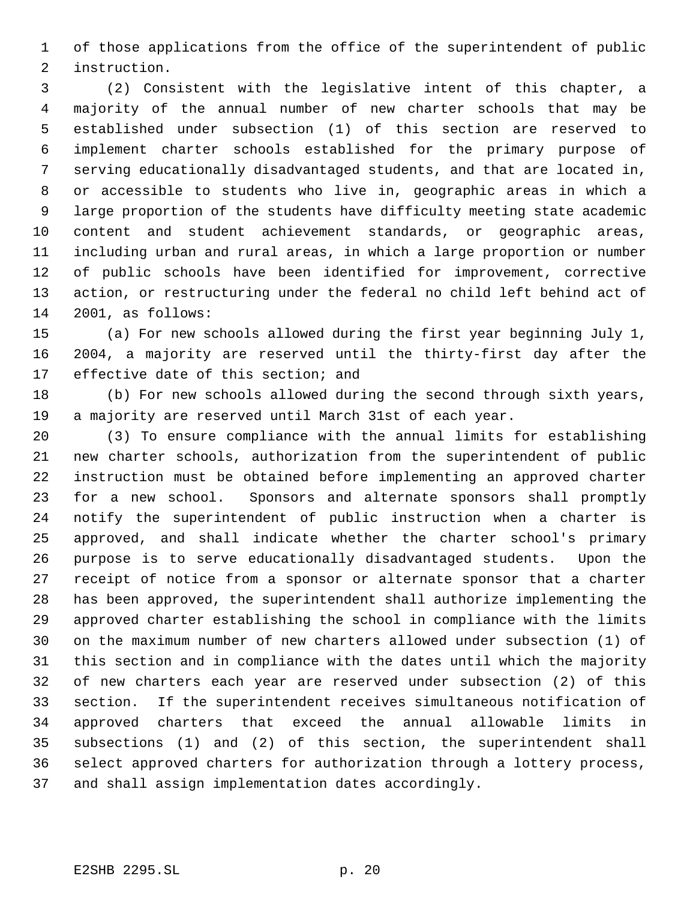of those applications from the office of the superintendent of public instruction.

(2) Consistent with the legislative intent of this chapter, a majority of the annual number of new charter schools that may be established under subsection (1) of this section are reserved to implement charter schools established for the primary purpose of serving educationally disadvantaged students, and that are located in, or accessible to students who live in, geographic areas in which a large proportion of the students have difficulty meeting state academic content and student achievement standards, or geographic areas, including urban and rural areas, in which a large proportion or number of public schools have been identified for improvement, corrective action, or restructuring under the federal no child left behind act of 2001, as follows:

(a) For new schools allowed during the first year beginning July 1, 2004, a majority are reserved until the thirty-first day after the effective date of this section; and

(b) For new schools allowed during the second through sixth years, a majority are reserved until March 31st of each year.

(3) To ensure compliance with the annual limits for establishing new charter schools, authorization from the superintendent of public instruction must be obtained before implementing an approved charter for a new school. Sponsors and alternate sponsors shall promptly notify the superintendent of public instruction when a charter is approved, and shall indicate whether the charter school's primary purpose is to serve educationally disadvantaged students. Upon the receipt of notice from a sponsor or alternate sponsor that a charter has been approved, the superintendent shall authorize implementing the approved charter establishing the school in compliance with the limits on the maximum number of new charters allowed under subsection (1) of this section and in compliance with the dates until which the majority of new charters each year are reserved under subsection (2) of this section. If the superintendent receives simultaneous notification of approved charters that exceed the annual allowable limits in subsections (1) and (2) of this section, the superintendent shall select approved charters for authorization through a lottery process, and shall assign implementation dates accordingly.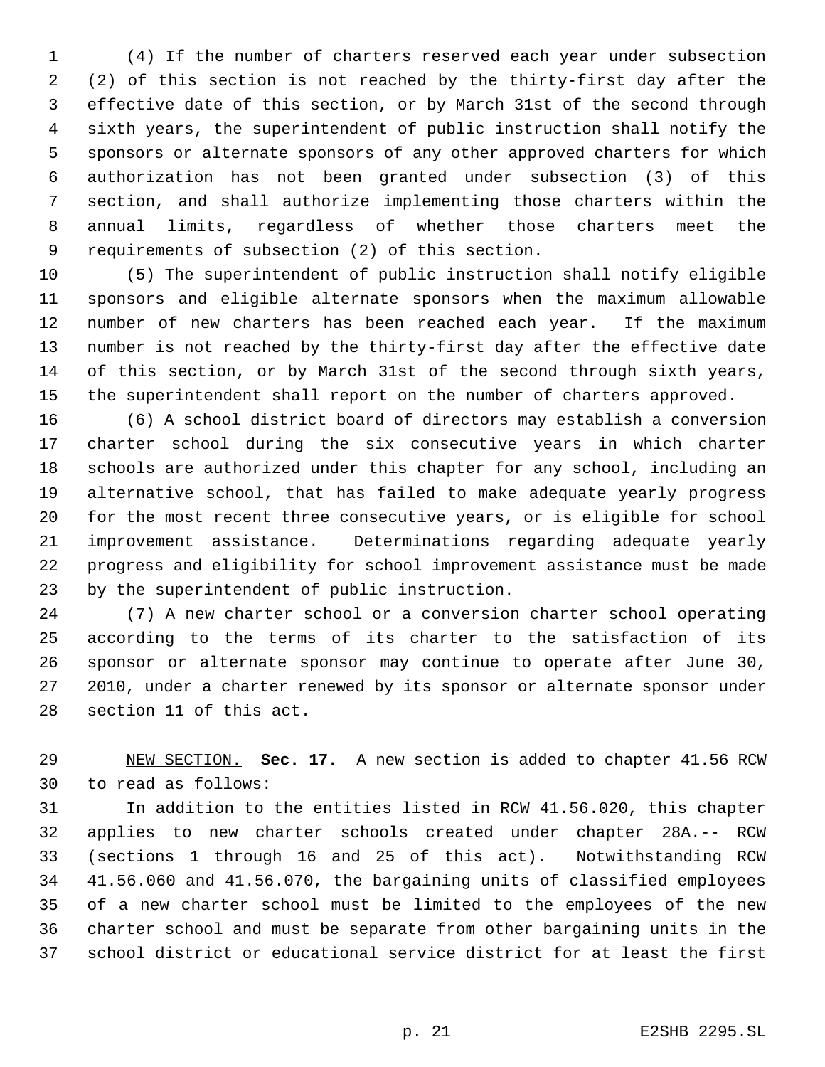(4) If the number of charters reserved each year under subsection (2) of this section is not reached by the thirty-first day after the effective date of this section, or by March 31st of the second through sixth years, the superintendent of public instruction shall notify the sponsors or alternate sponsors of any other approved charters for which authorization has not been granted under subsection (3) of this section, and shall authorize implementing those charters within the annual limits, regardless of whether those charters meet the requirements of subsection (2) of this section.

(5) The superintendent of public instruction shall notify eligible sponsors and eligible alternate sponsors when the maximum allowable number of new charters has been reached each year. If the maximum number is not reached by the thirty-first day after the effective date of this section, or by March 31st of the second through sixth years, the superintendent shall report on the number of charters approved.

(6) A school district board of directors may establish a conversion charter school during the six consecutive years in which charter schools are authorized under this chapter for any school, including an alternative school, that has failed to make adequate yearly progress for the most recent three consecutive years, or is eligible for school improvement assistance. Determinations regarding adequate yearly progress and eligibility for school improvement assistance must be made by the superintendent of public instruction.

(7) A new charter school or a conversion charter school operating according to the terms of its charter to the satisfaction of its sponsor or alternate sponsor may continue to operate after June 30, 2010, under a charter renewed by its sponsor or alternate sponsor under section 11 of this act.

NEW SECTION. **Sec. 17.** A new section is added to chapter 41.56 RCW to read as follows:

In addition to the entities listed in RCW 41.56.020, this chapter applies to new charter schools created under chapter 28A.-- RCW (sections 1 through 16 and 25 of this act). Notwithstanding RCW 41.56.060 and 41.56.070, the bargaining units of classified employees of a new charter school must be limited to the employees of the new charter school and must be separate from other bargaining units in the school district or educational service district for at least the first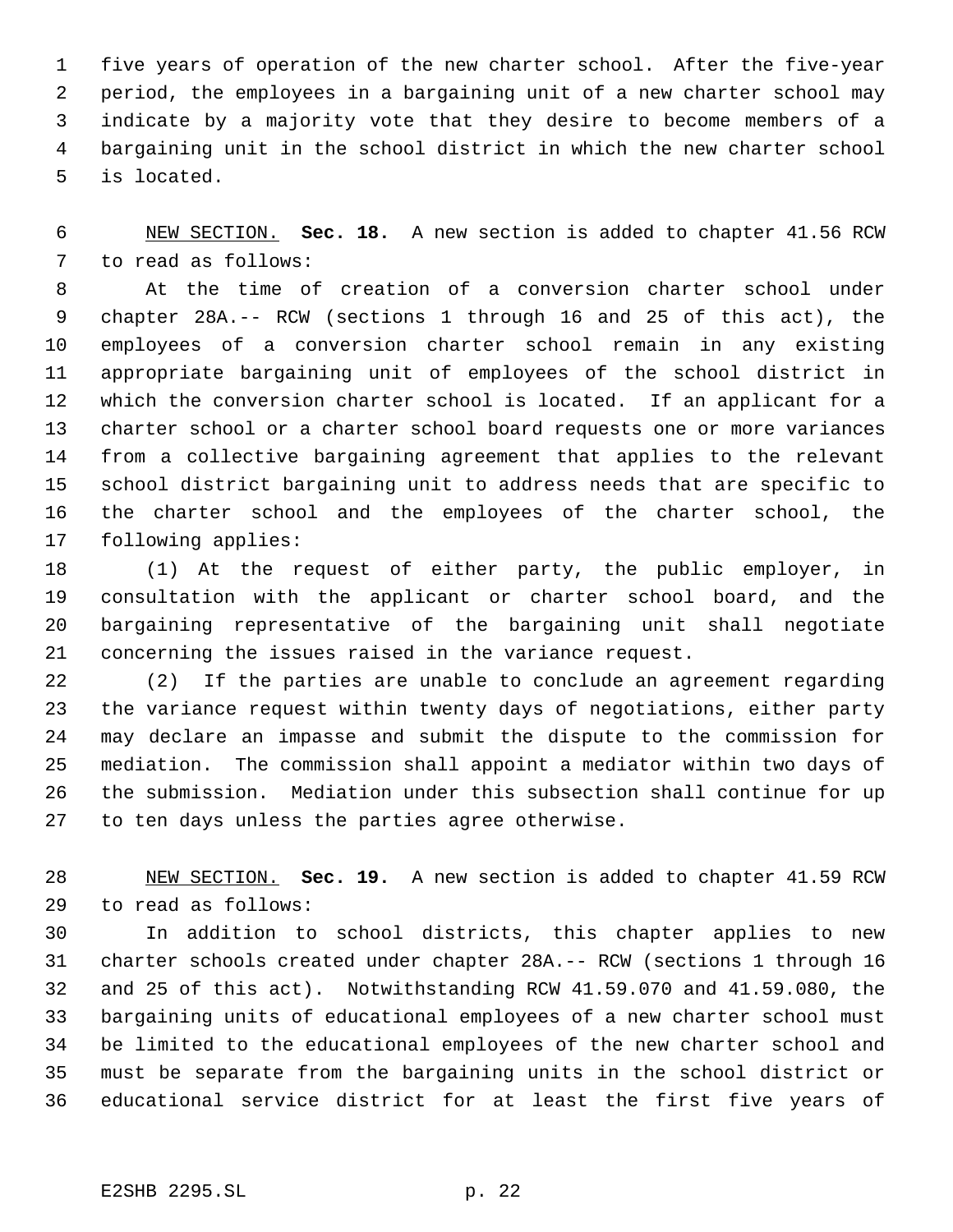five years of operation of the new charter school. After the five-year period, the employees in a bargaining unit of a new charter school may indicate by a majority vote that they desire to become members of a bargaining unit in the school district in which the new charter school is located.

NEW SECTION. **Sec. 18.** A new section is added to chapter 41.56 RCW to read as follows:

At the time of creation of a conversion charter school under chapter 28A.-- RCW (sections 1 through 16 and 25 of this act), the employees of a conversion charter school remain in any existing appropriate bargaining unit of employees of the school district in which the conversion charter school is located. If an applicant for a charter school or a charter school board requests one or more variances from a collective bargaining agreement that applies to the relevant school district bargaining unit to address needs that are specific to the charter school and the employees of the charter school, the following applies:

(1) At the request of either party, the public employer, in consultation with the applicant or charter school board, and the bargaining representative of the bargaining unit shall negotiate concerning the issues raised in the variance request.

(2) If the parties are unable to conclude an agreement regarding the variance request within twenty days of negotiations, either party may declare an impasse and submit the dispute to the commission for mediation. The commission shall appoint a mediator within two days of the submission. Mediation under this subsection shall continue for up to ten days unless the parties agree otherwise.

NEW SECTION. **Sec. 19.** A new section is added to chapter 41.59 RCW to read as follows:

In addition to school districts, this chapter applies to new charter schools created under chapter 28A.-- RCW (sections 1 through 16 and 25 of this act). Notwithstanding RCW 41.59.070 and 41.59.080, the bargaining units of educational employees of a new charter school must be limited to the educational employees of the new charter school and must be separate from the bargaining units in the school district or educational service district for at least the first five years of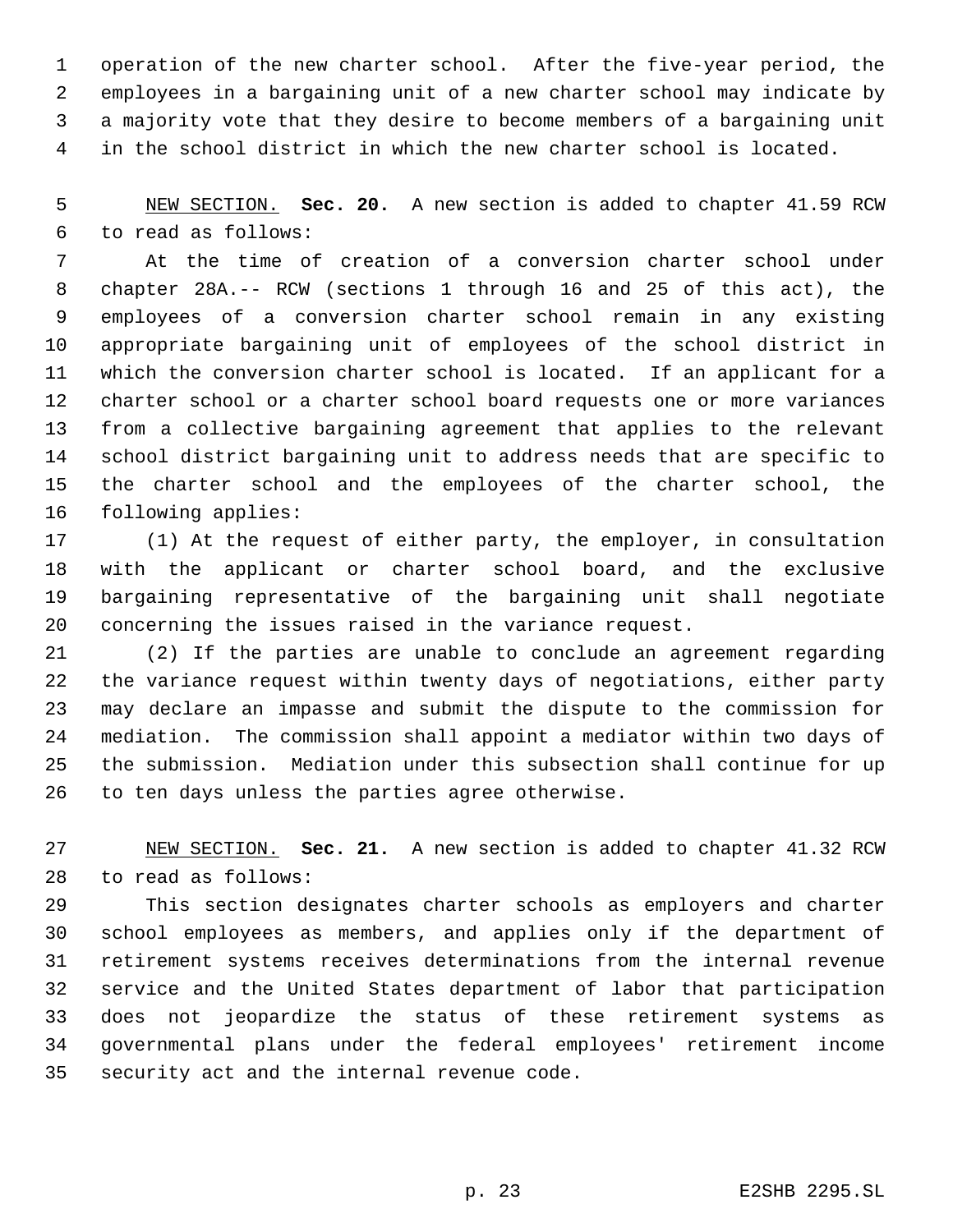operation of the new charter school. After the five-year period, the employees in a bargaining unit of a new charter school may indicate by a majority vote that they desire to become members of a bargaining unit in the school district in which the new charter school is located.

NEW SECTION. **Sec. 20.** A new section is added to chapter 41.59 RCW to read as follows:

At the time of creation of a conversion charter school under chapter 28A.-- RCW (sections 1 through 16 and 25 of this act), the employees of a conversion charter school remain in any existing appropriate bargaining unit of employees of the school district in which the conversion charter school is located. If an applicant for a charter school or a charter school board requests one or more variances from a collective bargaining agreement that applies to the relevant school district bargaining unit to address needs that are specific to the charter school and the employees of the charter school, the following applies:

(1) At the request of either party, the employer, in consultation with the applicant or charter school board, and the exclusive bargaining representative of the bargaining unit shall negotiate concerning the issues raised in the variance request.

(2) If the parties are unable to conclude an agreement regarding the variance request within twenty days of negotiations, either party may declare an impasse and submit the dispute to the commission for mediation. The commission shall appoint a mediator within two days of the submission. Mediation under this subsection shall continue for up to ten days unless the parties agree otherwise.

NEW SECTION. **Sec. 21.** A new section is added to chapter 41.32 RCW to read as follows:

This section designates charter schools as employers and charter school employees as members, and applies only if the department of retirement systems receives determinations from the internal revenue service and the United States department of labor that participation does not jeopardize the status of these retirement systems as governmental plans under the federal employees' retirement income security act and the internal revenue code.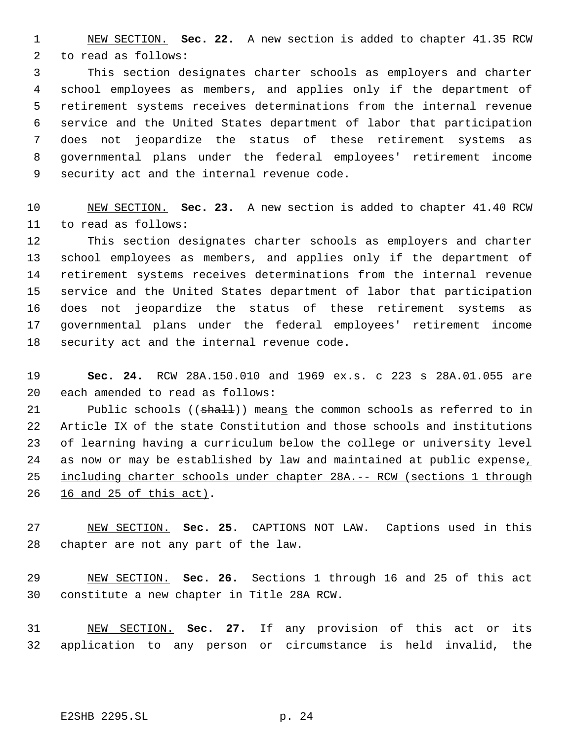NEW SECTION. **Sec. 22.** A new section is added to chapter 41.35 RCW to read as follows:

This section designates charter schools as employers and charter school employees as members, and applies only if the department of retirement systems receives determinations from the internal revenue service and the United States department of labor that participation does not jeopardize the status of these retirement systems as governmental plans under the federal employees' retirement income security act and the internal revenue code.

NEW SECTION. **Sec. 23.** A new section is added to chapter 41.40 RCW to read as follows:

This section designates charter schools as employers and charter school employees as members, and applies only if the department of retirement systems receives determinations from the internal revenue service and the United States department of labor that participation does not jeopardize the status of these retirement systems as governmental plans under the federal employees' retirement income security act and the internal revenue code.

**Sec. 24.** RCW 28A.150.010 and 1969 ex.s. c 223 s 28A.01.055 are each amended to read as follows:

Public schools ((~~shall~~)) means the common schools as referred to in Article IX of the state Constitution and those schools and institutions of learning having a curriculum below the college or university level as now or may be established by law and maintained at public expense, including charter schools under chapter 28A.-- RCW (sections 1 through 16 and 25 of this act).

NEW SECTION. **Sec. 25.** CAPTIONS NOT LAW. Captions used in this chapter are not any part of the law.

NEW SECTION. **Sec. 26.** Sections 1 through 16 and 25 of this act constitute a new chapter in Title 28A RCW.

NEW SECTION. **Sec. 27.** If any provision of this act or its application to any person or circumstance is held invalid, the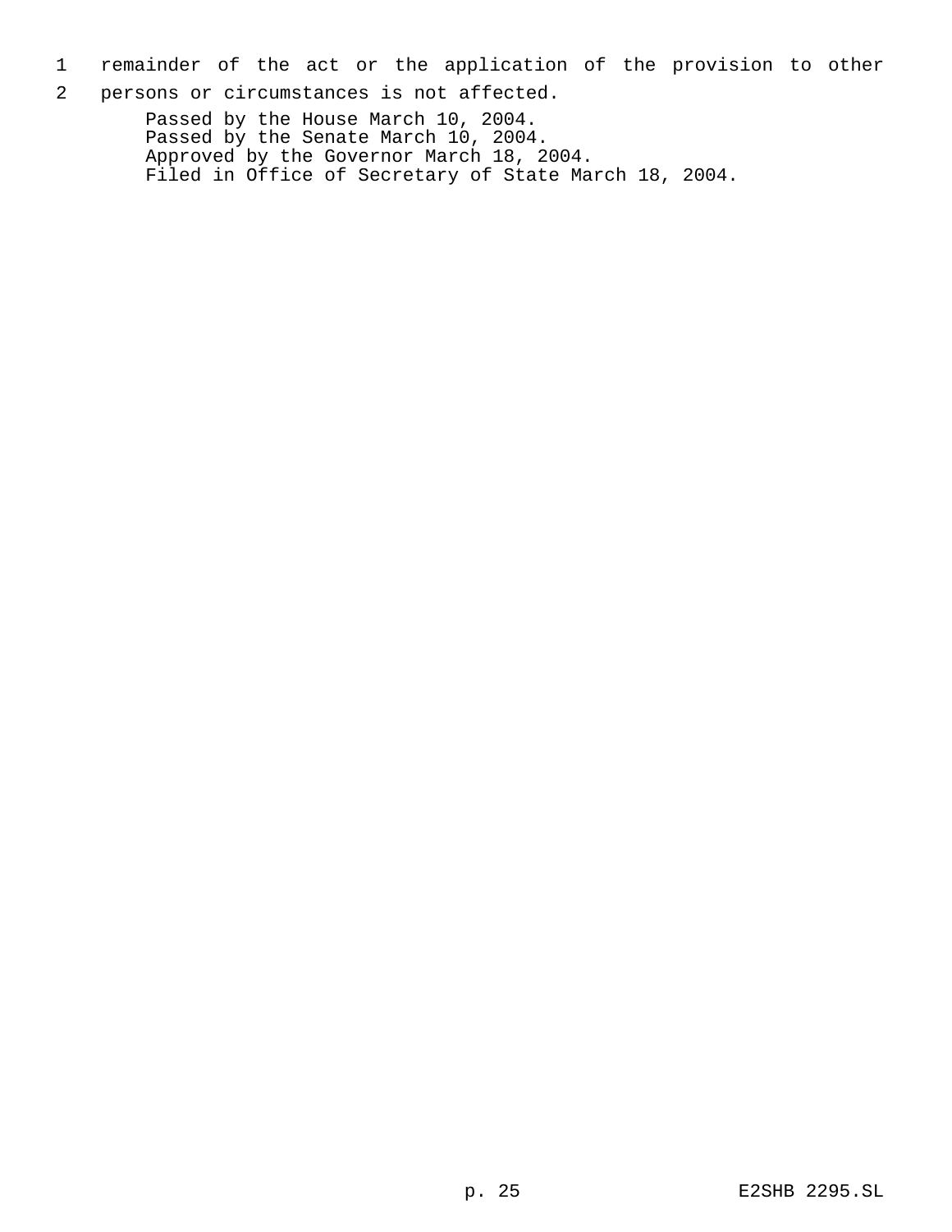remainder of the act or the application of the provision to other persons or circumstances is not affected.

Passed by the House March 10, 2004.
Passed by the Senate March 10, 2004.
Approved by the Governor March 18, 2004.
Filed in Office of Secretary of State March 18, 2004.